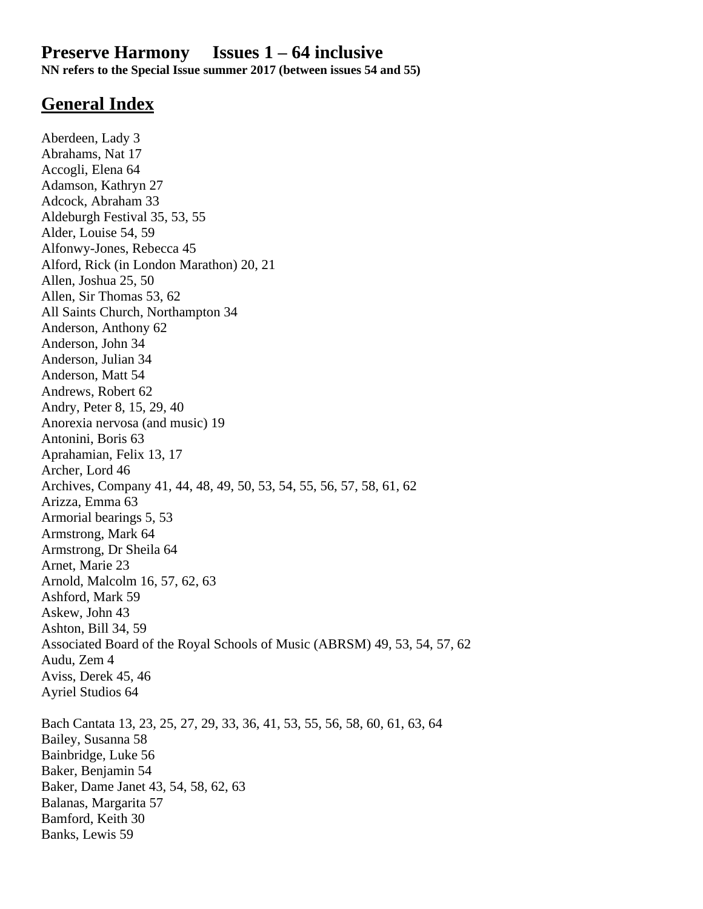# Preserve Harmony Issues 1 – 64 inclusive

**NN refers to the Special Issue summer 2017 (between issues 54 and 55)**

## General Index

Aberdeen, Lady 3
Abrahams, Nat 17
Accogli, Elena 64
Adamson, Kathryn 27
Adcock, Abraham 33
Aldeburgh Festival 35, 53, 55
Alder, Louise 54, 59
Alfonwy-Jones, Rebecca 45
Alford, Rick (in London Marathon) 20, 21
Allen, Joshua 25, 50
Allen, Sir Thomas 53, 62
All Saints Church, Northampton 34
Anderson, Anthony 62
Anderson, John 34
Anderson, Julian 34
Anderson, Matt 54
Andrews, Robert 62
Andry, Peter 8, 15, 29, 40
Anorexia nervosa (and music) 19
Antonini, Boris 63
Aprahamian, Felix 13, 17
Archer, Lord 46
Archives, Company 41, 44, 48, 49, 50, 53, 54, 55, 56, 57, 58, 61, 62
Arizza, Emma 63
Armorial bearings 5, 53
Armstrong, Mark 64
Armstrong, Dr Sheila 64
Arnet, Marie 23
Arnold, Malcolm 16, 57, 62, 63
Ashford, Mark 59
Askew, John 43
Ashton, Bill 34, 59
Associated Board of the Royal Schools of Music (ABRSM) 49, 53, 54, 57, 62
Audu, Zem 4
Aviss, Derek 45, 46
Ayriel Studios 64

Bach Cantata 13, 23, 25, 27, 29, 33, 36, 41, 53, 55, 56, 58, 60, 61, 63, 64
Bailey, Susanna 58
Bainbridge, Luke 56
Baker, Benjamin 54
Baker, Dame Janet 43, 54, 58, 62, 63
Balanas, Margarita 57
Bamford, Keith 30
Banks, Lewis 59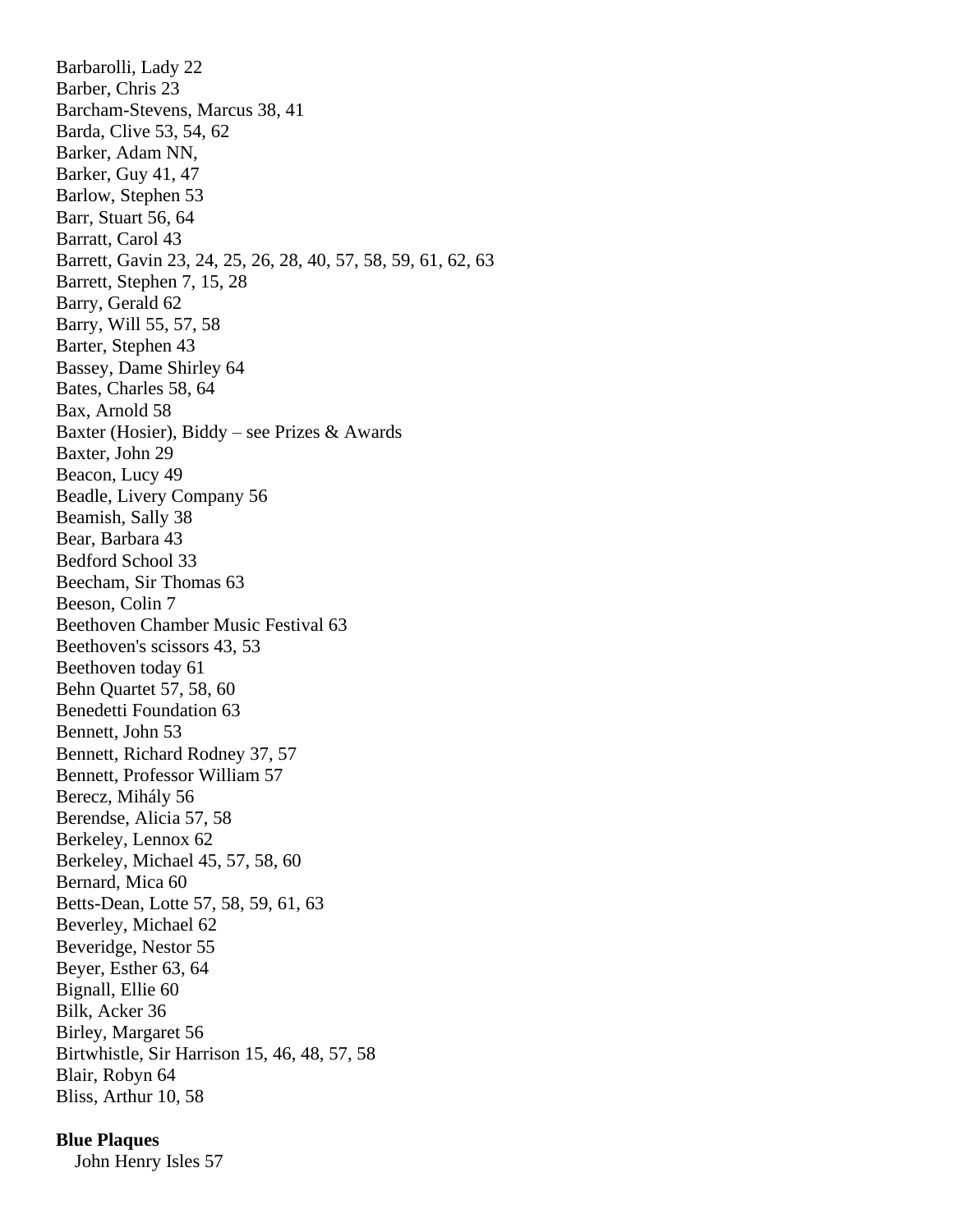Barbarolli, Lady 22
Barber, Chris 23
Barcham-Stevens, Marcus 38, 41
Barda, Clive 53, 54, 62
Barker, Adam NN,
Barker, Guy 41, 47
Barlow, Stephen 53
Barr, Stuart 56, 64
Barratt, Carol 43
Barrett, Gavin 23, 24, 25, 26, 28, 40, 57, 58, 59, 61, 62, 63
Barrett, Stephen 7, 15, 28
Barry, Gerald 62
Barry, Will 55, 57, 58
Barter, Stephen 43
Bassey, Dame Shirley 64
Bates, Charles 58, 64
Bax, Arnold 58
Baxter (Hosier), Biddy – see Prizes & Awards
Baxter, John 29
Beacon, Lucy 49
Beadle, Livery Company 56
Beamish, Sally 38
Bear, Barbara 43
Bedford School 33
Beecham, Sir Thomas 63
Beeson, Colin 7
Beethoven Chamber Music Festival 63
Beethoven's scissors 43, 53
Beethoven today 61
Behn Quartet 57, 58, 60
Benedetti Foundation 63
Bennett, John 53
Bennett, Richard Rodney 37, 57
Bennett, Professor William 57
Berecz, Mihály 56
Berendse, Alicia 57, 58
Berkeley, Lennox 62
Berkeley, Michael 45, 57, 58, 60
Bernard, Mica 60
Betts-Dean, Lotte 57, 58, 59, 61, 63
Beverley, Michael 62
Beveridge, Nestor 55
Beyer, Esther 63, 64
Bignall, Ellie 60
Bilk, Acker 36
Birley, Margaret 56
Birtwhistle, Sir Harrison 15, 46, 48, 57, 58
Blair, Robyn 64
Bliss, Arthur 10, 58

**Blue Plaques**

John Henry Isles 57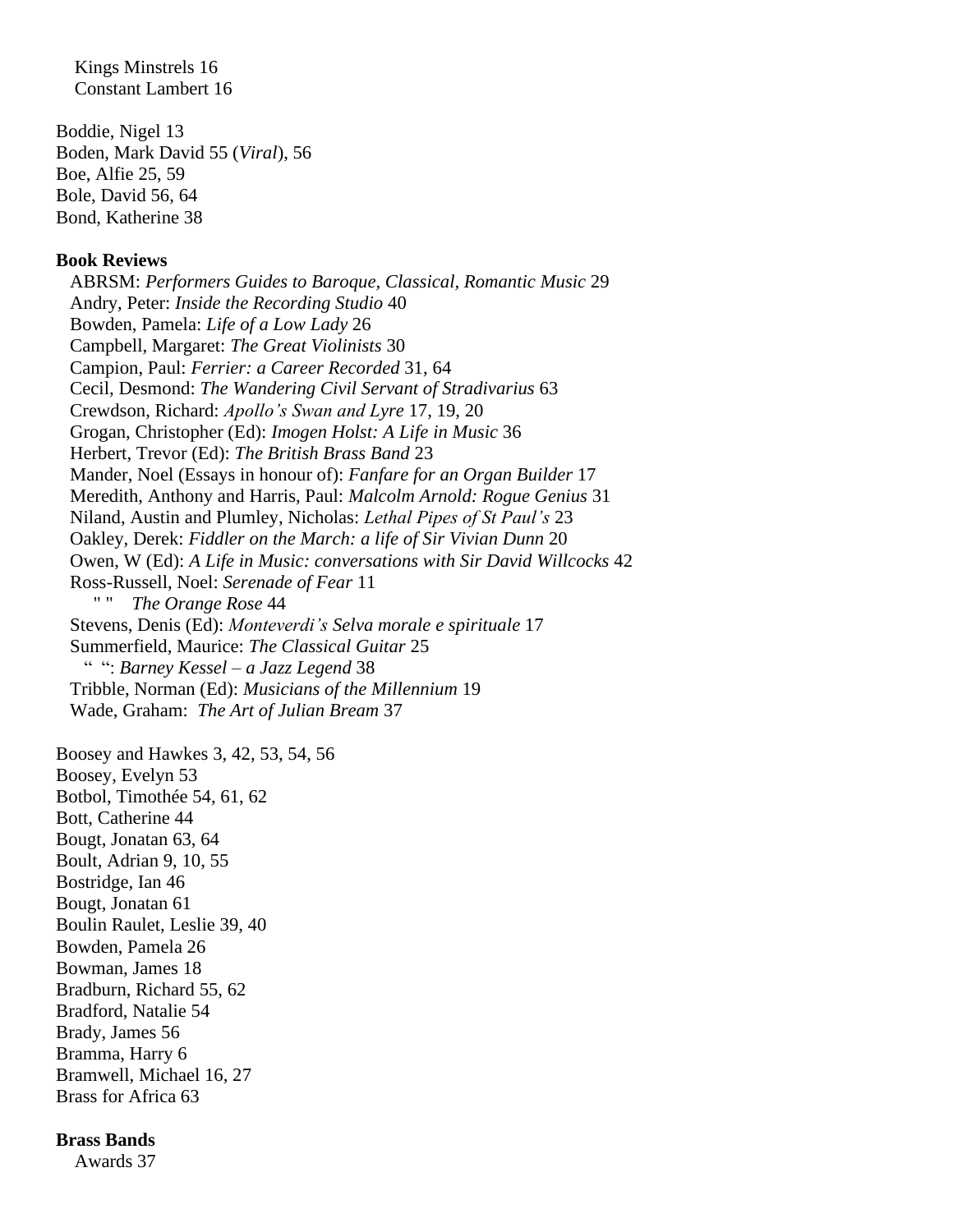Kings Minstrels 16
Constant Lambert 16

Boddie, Nigel 13
Boden, Mark David 55 (*Viral*), 56
Boe, Alfie 25, 59
Bole, David 56, 64
Bond, Katherine 38

**Book Reviews**

ABRSM: *Performers Guides to Baroque, Classical, Romantic Music* 29
Andry, Peter: *Inside the Recording Studio* 40
Bowden, Pamela: *Life of a Low Lady* 26
Campbell, Margaret: *The Great Violinists* 30
Campion, Paul: *Ferrier: a Career Recorded* 31, 64
Cecil, Desmond: *The Wandering Civil Servant of Stradivarius* 63
Crewdson, Richard: *Apollo's Swan and Lyre* 17, 19, 20
Grogan, Christopher (Ed): *Imogen Holst: A Life in Music* 36
Herbert, Trevor (Ed): *The British Brass Band* 23
Mander, Noel (Essays in honour of): *Fanfare for an Organ Builder* 17
Meredith, Anthony and Harris, Paul: *Malcolm Arnold: Rogue Genius* 31
Niland, Austin and Plumley, Nicholas: *Lethal Pipes of St Paul's* 23
Oakley, Derek: *Fiddler on the March: a life of Sir Vivian Dunn* 20
Owen, W (Ed): *A Life in Music: conversations with Sir David Willcocks* 42
Ross-Russell, Noel: *Serenade of Fear* 11
" " *The Orange Rose* 44
Stevens, Denis (Ed): *Monteverdi's Selva morale e spirituale* 17
Summerfield, Maurice: *The Classical Guitar* 25
" ": *Barney Kessel – a Jazz Legend* 38
Tribble, Norman (Ed): *Musicians of the Millennium* 19
Wade, Graham: *The Art of Julian Bream* 37

Boosey and Hawkes 3, 42, 53, 54, 56
Boosey, Evelyn 53
Botbol, Timothée 54, 61, 62
Bott, Catherine 44
Bougt, Jonatan 63, 64
Boult, Adrian 9, 10, 55
Bostridge, Ian 46
Bougt, Jonatan 61
Boulin Raulet, Leslie 39, 40
Bowden, Pamela 26
Bowman, James 18
Bradburn, Richard 55, 62
Bradford, Natalie 54
Brady, James 56
Bramma, Harry 6
Bramwell, Michael 16, 27
Brass for Africa 63

**Brass Bands**

Awards 37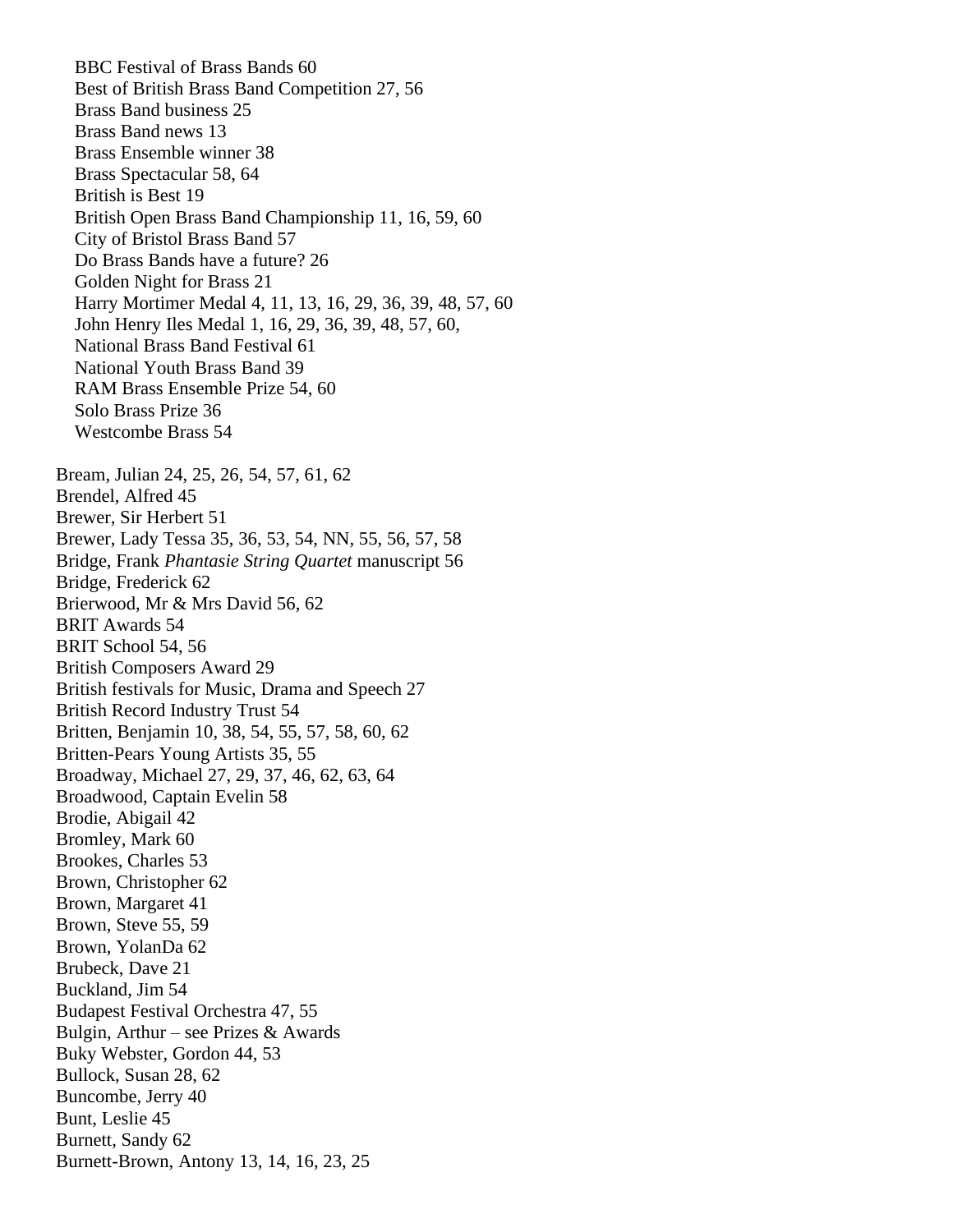BBC Festival of Brass Bands 60
  Best of British Brass Band Competition 27, 56
  Brass Band business 25
  Brass Band news 13
  Brass Ensemble winner 38
  Brass Spectacular 58, 64
  British is Best 19
  British Open Brass Band Championship 11, 16, 59, 60
  City of Bristol Brass Band 57
  Do Brass Bands have a future? 26
  Golden Night for Brass 21
  Harry Mortimer Medal 4, 11, 13, 16, 29, 36, 39, 48, 57, 60
  John Henry Iles Medal 1, 16, 29, 36, 39, 48, 57, 60,
  National Brass Band Festival 61
  National Youth Brass Band 39
  RAM Brass Ensemble Prize 54, 60
  Solo Brass Prize 36
  Westcombe Brass 54

Bream, Julian 24, 25, 26, 54, 57, 61, 62
Brendel, Alfred 45
Brewer, Sir Herbert 51
Brewer, Lady Tessa 35, 36, 53, 54, NN, 55, 56, 57, 58
Bridge, Frank *Phantasie String Quartet* manuscript 56
Bridge, Frederick 62
Brierwood, Mr & Mrs David 56, 62
BRIT Awards 54
BRIT School 54, 56
British Composers Award 29
British festivals for Music, Drama and Speech 27
British Record Industry Trust 54
Britten, Benjamin 10, 38, 54, 55, 57, 58, 60, 62
Britten-Pears Young Artists 35, 55
Broadway, Michael 27, 29, 37, 46, 62, 63, 64
Broadwood, Captain Evelin 58
Brodie, Abigail 42
Bromley, Mark 60
Brookes, Charles 53
Brown, Christopher 62
Brown, Margaret 41
Brown, Steve 55, 59
Brown, YolanDa 62
Brubeck, Dave 21
Buckland, Jim 54
Budapest Festival Orchestra 47, 55
Bulgin, Arthur – see Prizes & Awards
Buky Webster, Gordon 44, 53
Bullock, Susan 28, 62
Buncombe, Jerry 40
Bunt, Leslie 45
Burnett, Sandy 62
Burnett-Brown, Antony 13, 14, 16, 23, 25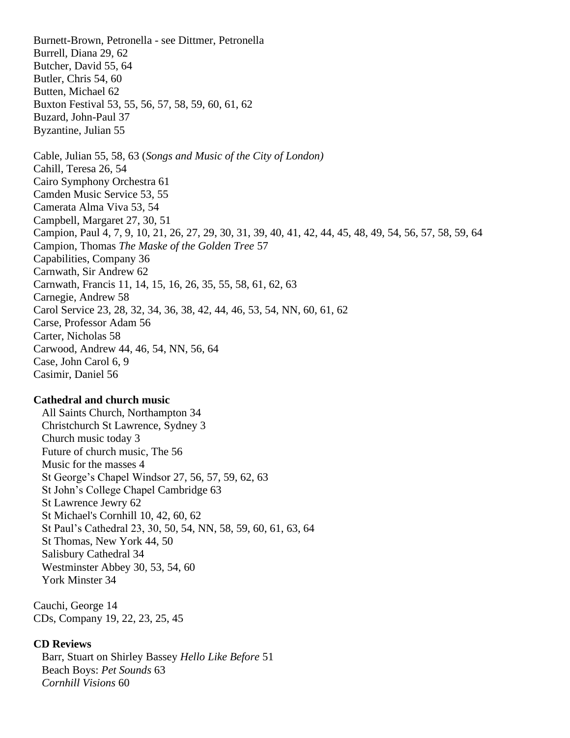Burnett-Brown, Petronella - see Dittmer, Petronella
Burrell, Diana 29, 62
Butcher, David 55, 64
Butler, Chris 54, 60
Butten, Michael 62
Buxton Festival 53, 55, 56, 57, 58, 59, 60, 61, 62
Buzard, John-Paul 37
Byzantine, Julian 55

Cable, Julian 55, 58, 63 (*Songs and Music of the City of London)*
Cahill, Teresa 26, 54
Cairo Symphony Orchestra 61
Camden Music Service 53, 55
Camerata Alma Viva 53, 54
Campbell, Margaret 27, 30, 51
Campion, Paul 4, 7, 9, 10, 21, 26, 27, 29, 30, 31, 39, 40, 41, 42, 44, 45, 48, 49, 54, 56, 57, 58, 59, 64
Campion, Thomas *The Maske of the Golden Tree* 57
Capabilities, Company 36
Carnwath, Sir Andrew 62
Carnwath, Francis 11, 14, 15, 16, 26, 35, 55, 58, 61, 62, 63
Carnegie, Andrew 58
Carol Service 23, 28, 32, 34, 36, 38, 42, 44, 46, 53, 54, NN, 60, 61, 62
Carse, Professor Adam 56
Carter, Nicholas 58
Carwood, Andrew 44, 46, 54, NN, 56, 64
Case, John Carol 6, 9
Casimir, Daniel 56

**Cathedral and church music**
All Saints Church, Northampton 34
Christchurch St Lawrence, Sydney 3
Church music today 3
Future of church music, The 56
Music for the masses 4
St George's Chapel Windsor 27, 56, 57, 59, 62, 63
St John's College Chapel Cambridge 63
St Lawrence Jewry 62
St Michael's Cornhill 10, 42, 60, 62
St Paul's Cathedral 23, 30, 50, 54, NN, 58, 59, 60, 61, 63, 64
St Thomas, New York 44, 50
Salisbury Cathedral 34
Westminster Abbey 30, 53, 54, 60
York Minster 34

Cauchi, George 14
CDs, Company 19, 22, 23, 25, 45

**CD Reviews**
Barr, Stuart on Shirley Bassey *Hello Like Before* 51
Beach Boys: *Pet Sounds* 63
*Cornhill Visions* 60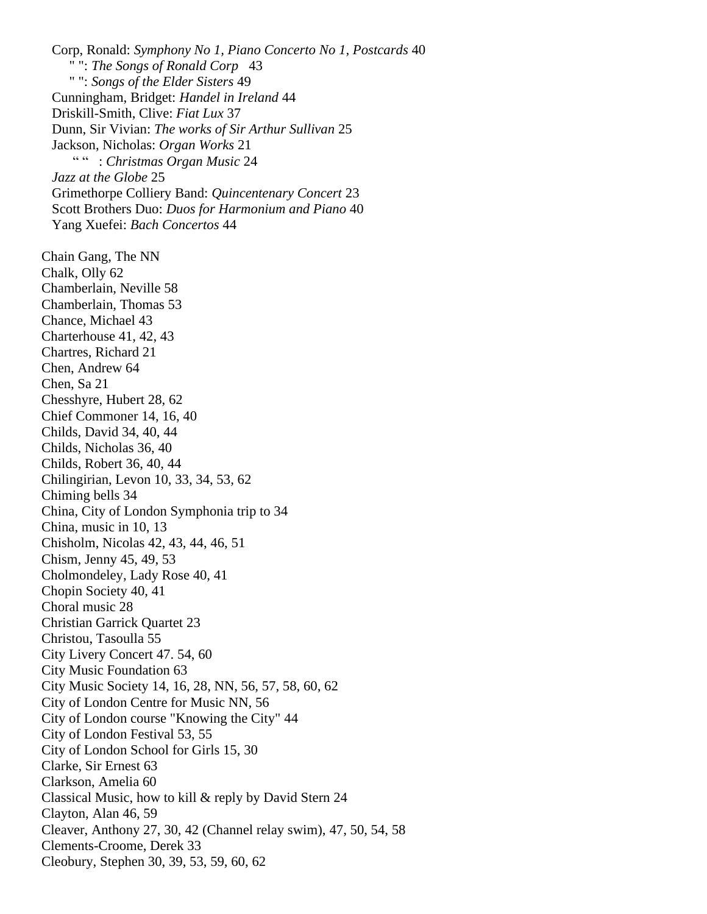Corp, Ronald: *Symphony No 1, Piano Concerto No 1, Postcards* 40
" ": *The Songs of Ronald Corp* 43
" ": *Songs of the Elder Sisters* 49
Cunningham, Bridget: *Handel in Ireland* 44
Driskill-Smith, Clive: *Fiat Lux* 37
Dunn, Sir Vivian: *The works of Sir Arthur Sullivan* 25
Jackson, Nicholas: *Organ Works* 21
" " : *Christmas Organ Music* 24
*Jazz at the Globe* 25
Grimethorpe Colliery Band: *Quincentenary Concert* 23
Scott Brothers Duo: *Duos for Harmonium and Piano* 40
Yang Xuefei: *Bach Concertos* 44

Chain Gang, The NN
Chalk, Olly 62
Chamberlain, Neville 58
Chamberlain, Thomas 53
Chance, Michael 43
Charterhouse 41, 42, 43
Chartres, Richard 21
Chen, Andrew 64
Chen, Sa 21
Chesshyre, Hubert 28, 62
Chief Commoner 14, 16, 40
Childs, David 34, 40, 44
Childs, Nicholas 36, 40
Childs, Robert 36, 40, 44
Chilingirian, Levon 10, 33, 34, 53, 62
Chiming bells 34
China, City of London Symphonia trip to 34
China, music in 10, 13
Chisholm, Nicolas 42, 43, 44, 46, 51
Chism, Jenny 45, 49, 53
Cholmondeley, Lady Rose 40, 41
Chopin Society 40, 41
Choral music 28
Christian Garrick Quartet 23
Christou, Tasoulla 55
City Livery Concert 47. 54, 60
City Music Foundation 63
City Music Society 14, 16, 28, NN, 56, 57, 58, 60, 62
City of London Centre for Music NN, 56
City of London course "Knowing the City" 44
City of London Festival 53, 55
City of London School for Girls 15, 30
Clarke, Sir Ernest 63
Clarkson, Amelia 60
Classical Music, how to kill & reply by David Stern 24
Clayton, Alan 46, 59
Cleaver, Anthony 27, 30, 42 (Channel relay swim), 47, 50, 54, 58
Clements-Croome, Derek 33
Cleobury, Stephen 30, 39, 53, 59, 60, 62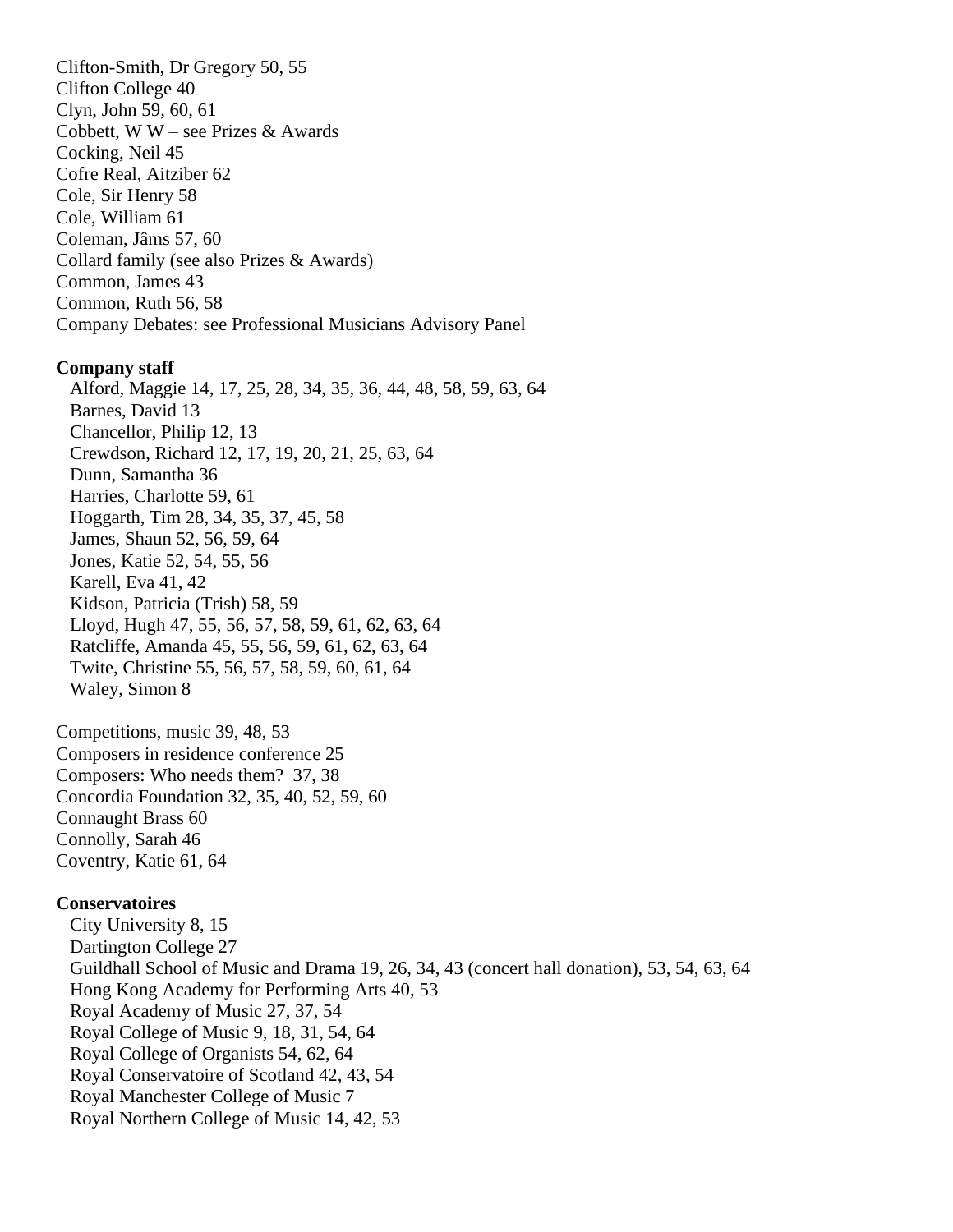Clifton-Smith, Dr Gregory 50, 55
Clifton College 40
Clyn, John 59, 60, 61
Cobbett, W W – see Prizes & Awards
Cocking, Neil 45
Cofre Real, Aitziber 62
Cole, Sir Henry 58
Cole, William 61
Coleman, Jâms 57, 60
Collard family (see also Prizes & Awards)
Common, James 43
Common, Ruth 56, 58
Company Debates: see Professional Musicians Advisory Panel

**Company staff**

Alford, Maggie 14, 17, 25, 28, 34, 35, 36, 44, 48, 58, 59, 63, 64
Barnes, David 13
Chancellor, Philip 12, 13
Crewdson, Richard 12, 17, 19, 20, 21, 25, 63, 64
Dunn, Samantha 36
Harries, Charlotte 59, 61
Hoggarth, Tim 28, 34, 35, 37, 45, 58
James, Shaun 52, 56, 59, 64
Jones, Katie 52, 54, 55, 56
Karell, Eva 41, 42
Kidson, Patricia (Trish) 58, 59
Lloyd, Hugh 47, 55, 56, 57, 58, 59, 61, 62, 63, 64
Ratcliffe, Amanda 45, 55, 56, 59, 61, 62, 63, 64
Twite, Christine 55, 56, 57, 58, 59, 60, 61, 64
Waley, Simon 8

Competitions, music 39, 48, 53
Composers in residence conference 25
Composers: Who needs them? 37, 38
Concordia Foundation 32, 35, 40, 52, 59, 60
Connaught Brass 60
Connolly, Sarah 46
Coventry, Katie 61, 64

**Conservatoires**

City University 8, 15
Dartington College 27
Guildhall School of Music and Drama 19, 26, 34, 43 (concert hall donation), 53, 54, 63, 64
Hong Kong Academy for Performing Arts 40, 53
Royal Academy of Music 27, 37, 54
Royal College of Music 9, 18, 31, 54, 64
Royal College of Organists 54, 62, 64
Royal Conservatoire of Scotland 42, 43, 54
Royal Manchester College of Music 7
Royal Northern College of Music 14, 42, 53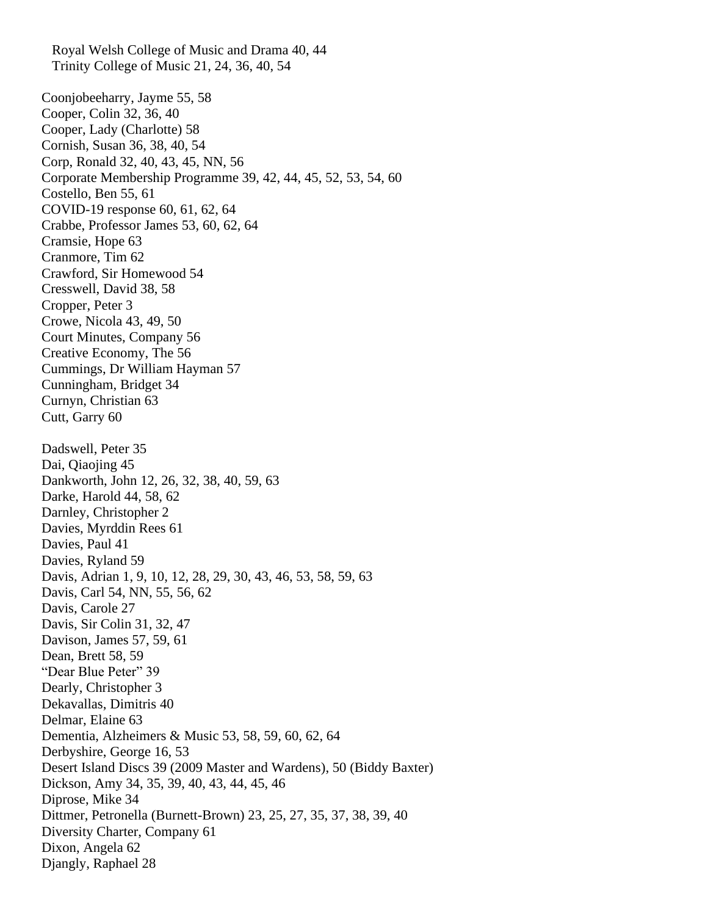Royal Welsh College of Music and Drama 40, 44
  Trinity College of Music 21, 24, 36, 40, 54

Coonjobeeharry, Jayme 55, 58
Cooper, Colin 32, 36, 40
Cooper, Lady (Charlotte) 58
Cornish, Susan 36, 38, 40, 54
Corp, Ronald 32, 40, 43, 45, NN, 56
Corporate Membership Programme 39, 42, 44, 45, 52, 53, 54, 60
Costello, Ben 55, 61
COVID-19 response 60, 61, 62, 64
Crabbe, Professor James 53, 60, 62, 64
Cramsie, Hope 63
Cranmore, Tim 62
Crawford, Sir Homewood 54
Cresswell, David 38, 58
Cropper, Peter 3
Crowe, Nicola 43, 49, 50
Court Minutes, Company 56
Creative Economy, The 56
Cummings, Dr William Hayman 57
Cunningham, Bridget 34
Curnyn, Christian 63
Cutt, Garry 60

Dadswell, Peter 35
Dai, Qiaojing 45
Dankworth, John 12, 26, 32, 38, 40, 59, 63
Darke, Harold 44, 58, 62
Darnley, Christopher 2
Davies, Myrddin Rees 61
Davies, Paul 41
Davies, Ryland 59
Davis, Adrian 1, 9, 10, 12, 28, 29, 30, 43, 46, 53, 58, 59, 63
Davis, Carl 54, NN, 55, 56, 62
Davis, Carole 27
Davis, Sir Colin 31, 32, 47
Davison, James 57, 59, 61
Dean, Brett 58, 59
"Dear Blue Peter" 39
Dearly, Christopher 3
Dekavallas, Dimitris 40
Delmar, Elaine 63
Dementia, Alzheimers & Music 53, 58, 59, 60, 62, 64
Derbyshire, George 16, 53
Desert Island Discs 39 (2009 Master and Wardens), 50 (Biddy Baxter)
Dickson, Amy 34, 35, 39, 40, 43, 44, 45, 46
Diprose, Mike 34
Dittmer, Petronella (Burnett-Brown) 23, 25, 27, 35, 37, 38, 39, 40
Diversity Charter, Company 61
Dixon, Angela 62
Djangly, Raphael 28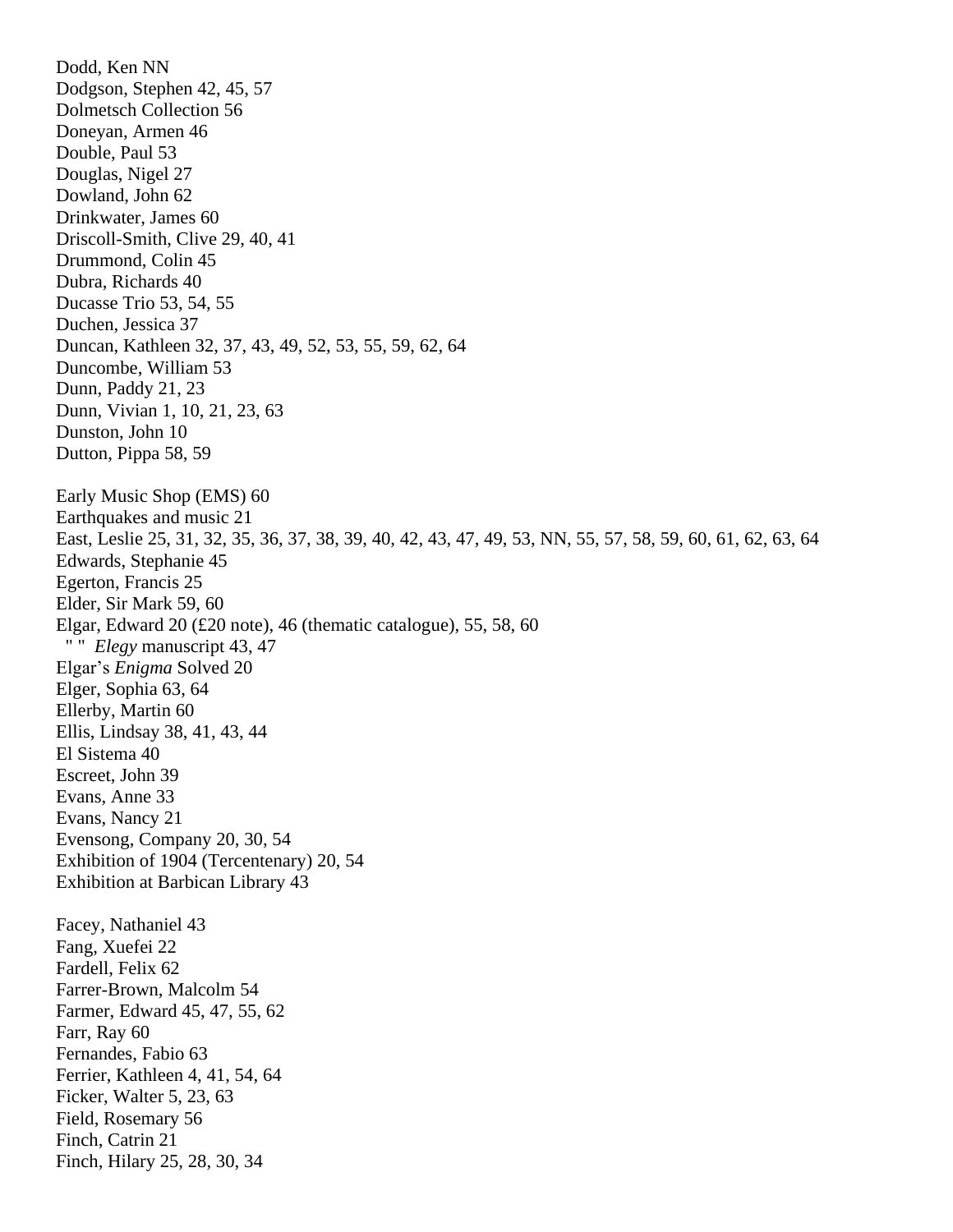Dodd, Ken NN
Dodgson, Stephen 42, 45, 57
Dolmetsch Collection 56
Doneyan, Armen 46
Double, Paul 53
Douglas, Nigel 27
Dowland, John 62
Drinkwater, James 60
Driscoll-Smith, Clive 29, 40, 41
Drummond, Colin 45
Dubra, Richards 40
Ducasse Trio 53, 54, 55
Duchen, Jessica 37
Duncan, Kathleen 32, 37, 43, 49, 52, 53, 55, 59, 62, 64
Duncombe, William 53
Dunn, Paddy 21, 23
Dunn, Vivian 1, 10, 21, 23, 63
Dunston, John 10
Dutton, Pippa 58, 59

Early Music Shop (EMS) 60
Earthquakes and music 21
East, Leslie 25, 31, 32, 35, 36, 37, 38, 39, 40, 42, 43, 47, 49, 53, NN, 55, 57, 58, 59, 60, 61, 62, 63, 64
Edwards, Stephanie 45
Egerton, Francis 25
Elder, Sir Mark 59, 60
Elgar, Edward 20 (£20 note), 46 (thematic catalogue), 55, 58, 60
  " "  *Elegy* manuscript 43, 47
Elgar's *Enigma* Solved 20
Elger, Sophia 63, 64
Ellerby, Martin 60
Ellis, Lindsay 38, 41, 43, 44
El Sistema 40
Escreet, John 39
Evans, Anne 33
Evans, Nancy 21
Evensong, Company 20, 30, 54
Exhibition of 1904 (Tercentenary) 20, 54
Exhibition at Barbican Library 43

Facey, Nathaniel 43
Fang, Xuefei 22
Fardell, Felix 62
Farrer-Brown, Malcolm 54
Farmer, Edward 45, 47, 55, 62
Farr, Ray 60
Fernandes, Fabio 63
Ferrier, Kathleen 4, 41, 54, 64
Ficker, Walter 5, 23, 63
Field, Rosemary 56
Finch, Catrin 21
Finch, Hilary 25, 28, 30, 34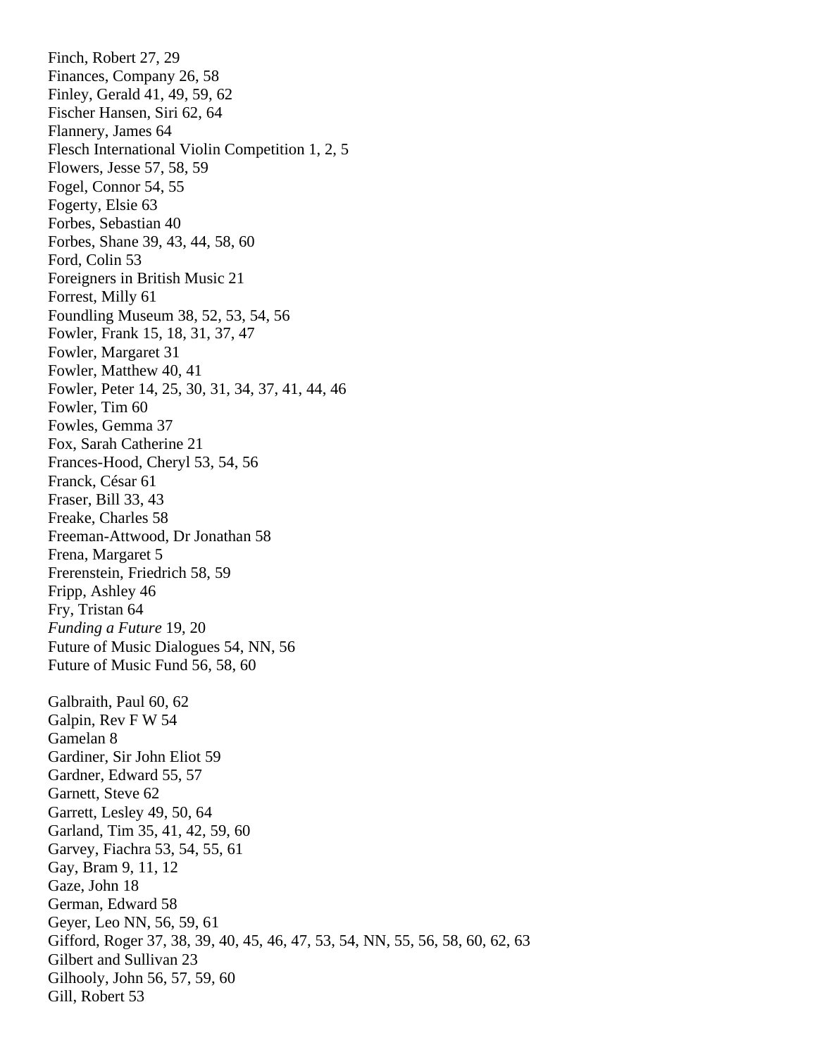Finch, Robert 27, 29
Finances, Company 26, 58
Finley, Gerald 41, 49, 59, 62
Fischer Hansen, Siri 62, 64
Flannery, James 64
Flesch International Violin Competition 1, 2, 5
Flowers, Jesse 57, 58, 59
Fogel, Connor 54, 55
Fogerty, Elsie 63
Forbes, Sebastian 40
Forbes, Shane 39, 43, 44, 58, 60
Ford, Colin 53
Foreigners in British Music 21
Forrest, Milly 61
Foundling Museum 38, 52, 53, 54, 56
Fowler, Frank 15, 18, 31, 37, 47
Fowler, Margaret 31
Fowler, Matthew 40, 41
Fowler, Peter 14, 25, 30, 31, 34, 37, 41, 44, 46
Fowler, Tim 60
Fowles, Gemma 37
Fox, Sarah Catherine 21
Frances-Hood, Cheryl 53, 54, 56
Franck, César 61
Fraser, Bill 33, 43
Freake, Charles 58
Freeman-Attwood, Dr Jonathan 58
Frena, Margaret 5
Frerenstein, Friedrich 58, 59
Fripp, Ashley 46
Fry, Tristan 64
*Funding a Future* 19, 20
Future of Music Dialogues 54, NN, 56
Future of Music Fund 56, 58, 60

Galbraith, Paul 60, 62
Galpin, Rev F W 54
Gamelan 8
Gardiner, Sir John Eliot 59
Gardner, Edward 55, 57
Garnett, Steve 62
Garrett, Lesley 49, 50, 64
Garland, Tim 35, 41, 42, 59, 60
Garvey, Fiachra 53, 54, 55, 61
Gay, Bram 9, 11, 12
Gaze, John 18
German, Edward 58
Geyer, Leo NN, 56, 59, 61
Gifford, Roger 37, 38, 39, 40, 45, 46, 47, 53, 54, NN, 55, 56, 58, 60, 62, 63
Gilbert and Sullivan 23
Gilhooly, John 56, 57, 59, 60
Gill, Robert 53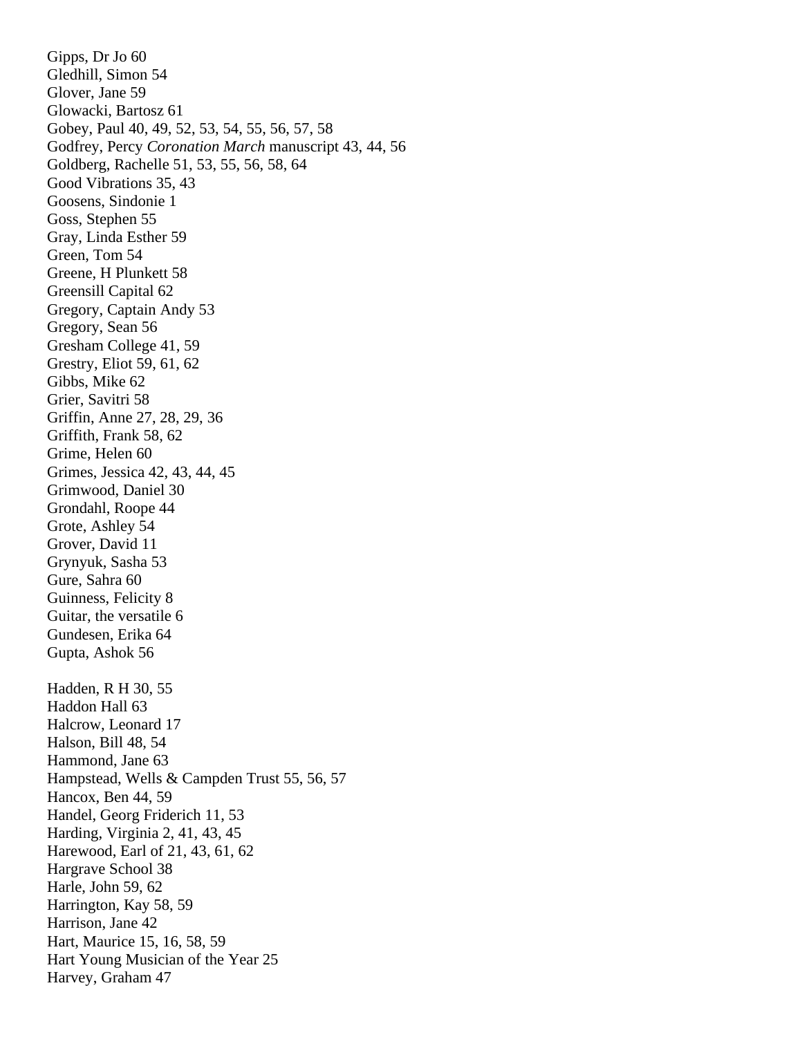Gipps, Dr Jo 60
Gledhill, Simon 54
Glover, Jane 59
Glowacki, Bartosz 61
Gobey, Paul 40, 49, 52, 53, 54, 55, 56, 57, 58
Godfrey, Percy *Coronation March* manuscript 43, 44, 56
Goldberg, Rachelle 51, 53, 55, 56, 58, 64
Good Vibrations 35, 43
Goosens, Sindonie 1
Goss, Stephen 55
Gray, Linda Esther 59
Green, Tom 54
Greene, H Plunkett 58
Greensill Capital 62
Gregory, Captain Andy 53
Gregory, Sean 56
Gresham College 41, 59
Grestry, Eliot 59, 61, 62
Gibbs, Mike 62
Grier, Savitri 58
Griffin, Anne 27, 28, 29, 36
Griffith, Frank 58, 62
Grime, Helen 60
Grimes, Jessica 42, 43, 44, 45
Grimwood, Daniel 30
Grondahl, Roope 44
Grote, Ashley 54
Grover, David 11
Grynyuk, Sasha 53
Gure, Sahra 60
Guinness, Felicity 8
Guitar, the versatile 6
Gundesen, Erika 64
Gupta, Ashok 56

Hadden, R H 30, 55
Haddon Hall 63
Halcrow, Leonard 17
Halson, Bill 48, 54
Hammond, Jane 63
Hampstead, Wells & Campden Trust 55, 56, 57
Hancox, Ben 44, 59
Handel, Georg Friderich 11, 53
Harding, Virginia 2, 41, 43, 45
Harewood, Earl of 21, 43, 61, 62
Hargrave School 38
Harle, John 59, 62
Harrington, Kay 58, 59
Harrison, Jane 42
Hart, Maurice 15, 16, 58, 59
Hart Young Musician of the Year 25
Harvey, Graham 47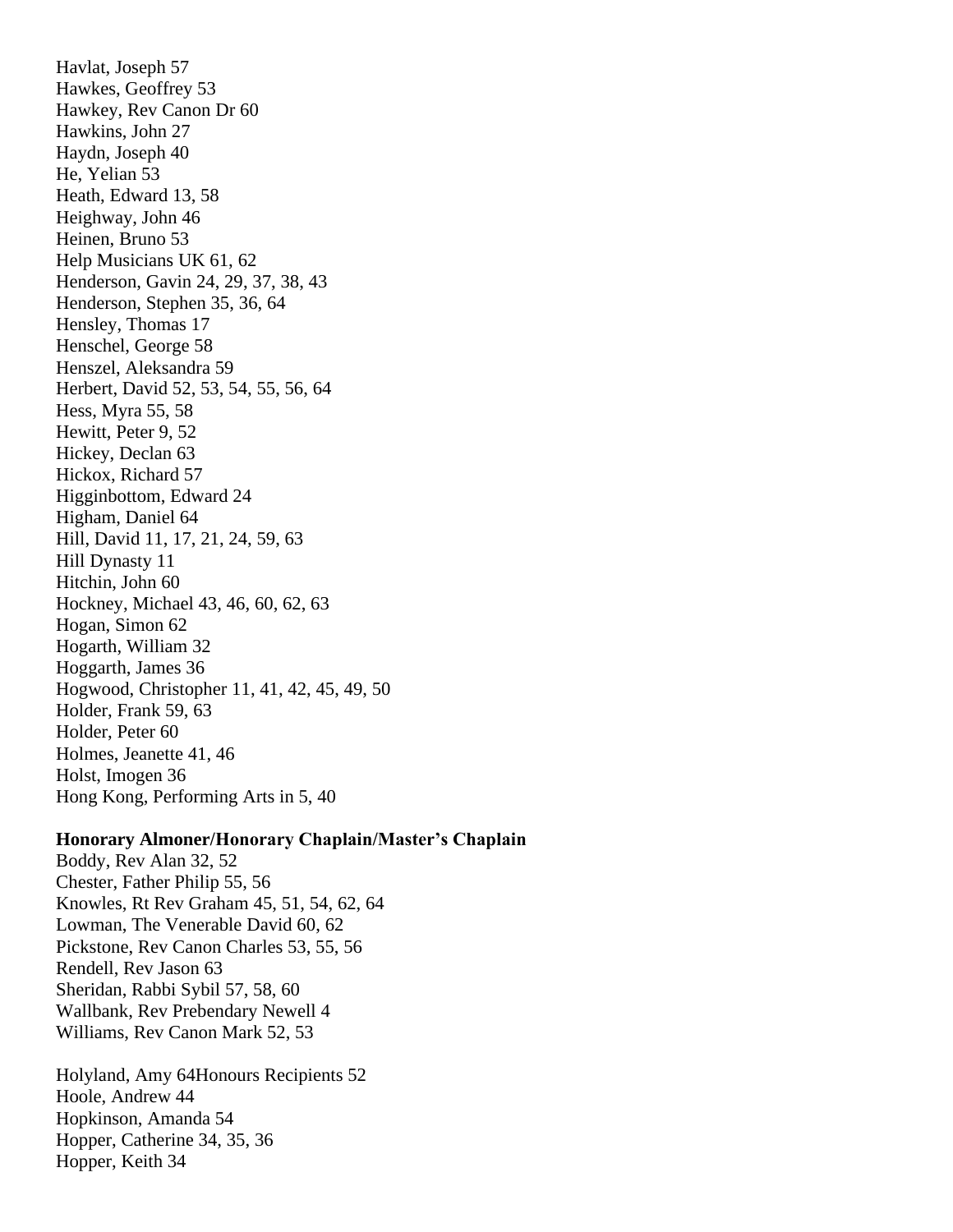Havlat, Joseph 57
Hawkes, Geoffrey 53
Hawkey, Rev Canon Dr 60
Hawkins, John 27
Haydn, Joseph 40
He, Yelian 53
Heath, Edward 13, 58
Heighway, John 46
Heinen, Bruno 53
Help Musicians UK 61, 62
Henderson, Gavin 24, 29, 37, 38, 43
Henderson, Stephen 35, 36, 64
Hensley, Thomas 17
Henschel, George 58
Henszel, Aleksandra 59
Herbert, David 52, 53, 54, 55, 56, 64
Hess, Myra 55, 58
Hewitt, Peter 9, 52
Hickey, Declan 63
Hickox, Richard 57
Higginbottom, Edward 24
Higham, Daniel 64
Hill, David 11, 17, 21, 24, 59, 63
Hill Dynasty 11
Hitchin, John 60
Hockney, Michael 43, 46, 60, 62, 63
Hogan, Simon 62
Hogarth, William 32
Hoggarth, James 36
Hogwood, Christopher 11, 41, 42, 45, 49, 50
Holder, Frank 59, 63
Holder, Peter 60
Holmes, Jeanette 41, 46
Holst, Imogen 36
Hong Kong, Performing Arts in 5, 40

**Honorary Almoner/Honorary Chaplain/Master's Chaplain**

Boddy, Rev Alan 32, 52
Chester, Father Philip 55, 56
Knowles, Rt Rev Graham 45, 51, 54, 62, 64
Lowman, The Venerable David 60, 62
Pickstone, Rev Canon Charles 53, 55, 56
Rendell, Rev Jason 63
Sheridan, Rabbi Sybil 57, 58, 60
Wallbank, Rev Prebendary Newell 4
Williams, Rev Canon Mark 52, 53

Holyland, Amy 64Honours Recipients 52
Hoole, Andrew 44
Hopkinson, Amanda 54
Hopper, Catherine 34, 35, 36
Hopper, Keith 34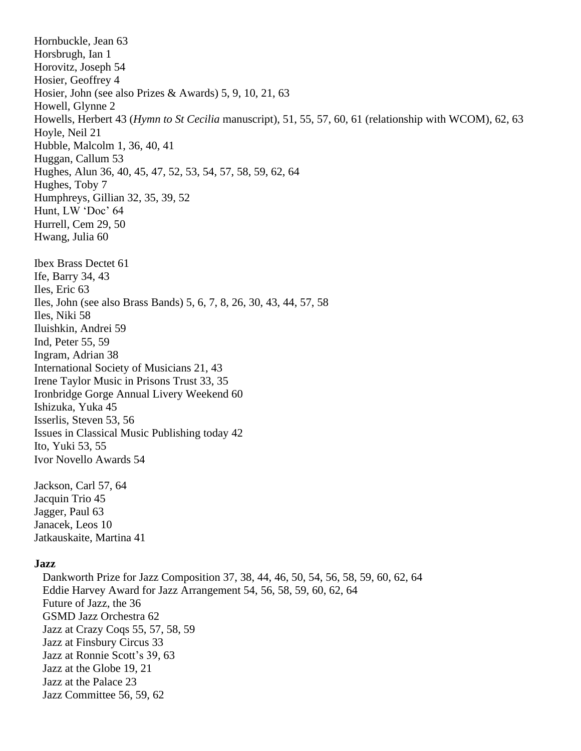Hornbuckle, Jean 63
Horsbrugh, Ian 1
Horovitz, Joseph 54
Hosier, Geoffrey 4
Hosier, John (see also Prizes & Awards) 5, 9, 10, 21, 63
Howell, Glynne 2
Howells, Herbert 43 (*Hymn to St Cecilia* manuscript), 51, 55, 57, 60, 61 (relationship with WCOM), 62, 63
Hoyle, Neil 21
Hubble, Malcolm 1, 36, 40, 41
Huggan, Callum 53
Hughes, Alun 36, 40, 45, 47, 52, 53, 54, 57, 58, 59, 62, 64
Hughes, Toby 7
Humphreys, Gillian 32, 35, 39, 52
Hunt, LW 'Doc' 64
Hurrell, Cem 29, 50
Hwang, Julia 60

Ibex Brass Dectet 61
Ife, Barry 34, 43
Iles, Eric 63
Iles, John (see also Brass Bands) 5, 6, 7, 8, 26, 30, 43, 44, 57, 58
Iles, Niki 58
Iluishkin, Andrei 59
Ind, Peter 55, 59
Ingram, Adrian 38
International Society of Musicians 21, 43
Irene Taylor Music in Prisons Trust 33, 35
Ironbridge Gorge Annual Livery Weekend 60
Ishizuka, Yuka 45
Isserlis, Steven 53, 56
Issues in Classical Music Publishing today 42
Ito, Yuki 53, 55
Ivor Novello Awards 54

Jackson, Carl 57, 64
Jacquin Trio 45
Jagger, Paul 63
Janacek, Leos 10
Jatkauskaite, Martina 41

**Jazz**
Dankworth Prize for Jazz Composition 37, 38, 44, 46, 50, 54, 56, 58, 59, 60, 62, 64
Eddie Harvey Award for Jazz Arrangement 54, 56, 58, 59, 60, 62, 64
Future of Jazz, the 36
GSMD Jazz Orchestra 62
Jazz at Crazy Coqs 55, 57, 58, 59
Jazz at Finsbury Circus 33
Jazz at Ronnie Scott's 39, 63
Jazz at the Globe 19, 21
Jazz at the Palace 23
Jazz Committee 56, 59, 62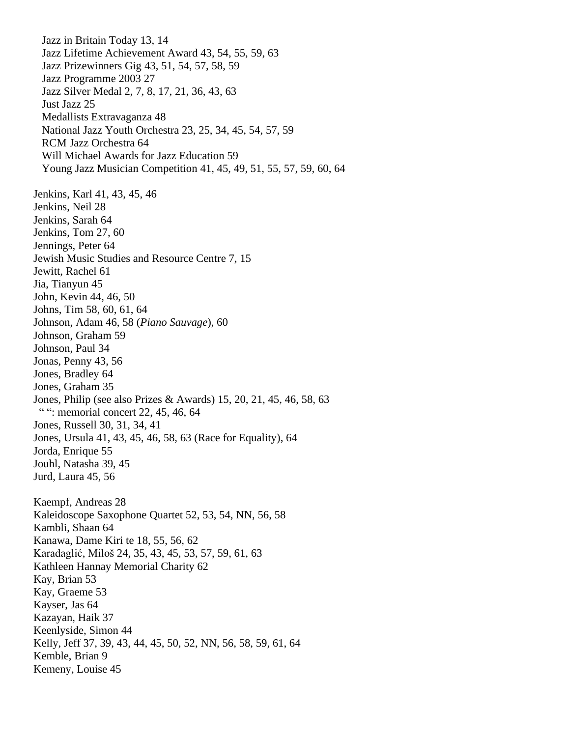Jazz in Britain Today 13, 14
Jazz Lifetime Achievement Award 43, 54, 55, 59, 63
Jazz Prizewinners Gig 43, 51, 54, 57, 58, 59
Jazz Programme 2003 27
Jazz Silver Medal 2, 7, 8, 17, 21, 36, 43, 63
Just Jazz 25
Medallists Extravaganza 48
National Jazz Youth Orchestra 23, 25, 34, 45, 54, 57, 59
RCM Jazz Orchestra 64
Will Michael Awards for Jazz Education 59
Young Jazz Musician Competition 41, 45, 49, 51, 55, 57, 59, 60, 64

Jenkins, Karl 41, 43, 45, 46
Jenkins, Neil 28
Jenkins, Sarah 64
Jenkins, Tom 27, 60
Jennings, Peter 64
Jewish Music Studies and Resource Centre 7, 15
Jewitt, Rachel 61
Jia, Tianyun 45
John, Kevin 44, 46, 50
Johns, Tim 58, 60, 61, 64
Johnson, Adam 46, 58 (*Piano Sauvage*), 60
Johnson, Graham 59
Johnson, Paul 34
Jonas, Penny 43, 56
Jones, Bradley 64
Jones, Graham 35
Jones, Philip (see also Prizes & Awards) 15, 20, 21, 45, 46, 58, 63
" ": memorial concert 22, 45, 46, 64
Jones, Russell 30, 31, 34, 41
Jones, Ursula 41, 43, 45, 46, 58, 63 (Race for Equality), 64
Jorda, Enrique 55
Jouhl, Natasha 39, 45
Jurd, Laura 45, 56

Kaempf, Andreas 28
Kaleidoscope Saxophone Quartet 52, 53, 54, NN, 56, 58
Kambli, Shaan 64
Kanawa, Dame Kiri te 18, 55, 56, 62
Karadaglić, Miloš 24, 35, 43, 45, 53, 57, 59, 61, 63
Kathleen Hannay Memorial Charity 62
Kay, Brian 53
Kay, Graeme 53
Kayser, Jas 64
Kazayan, Haik 37
Keenlyside, Simon 44
Kelly, Jeff 37, 39, 43, 44, 45, 50, 52, NN, 56, 58, 59, 61, 64
Kemble, Brian 9
Kemeny, Louise 45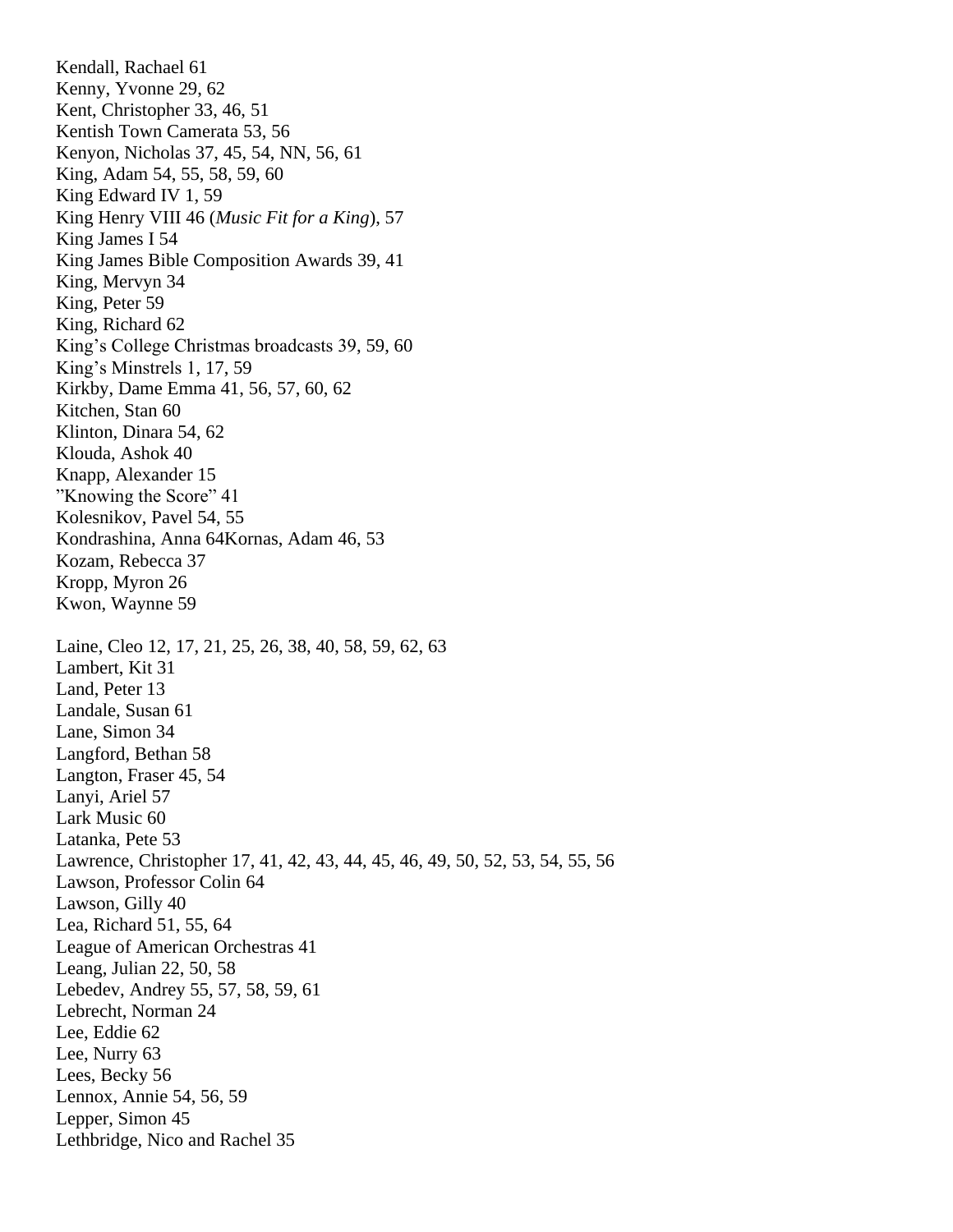Kendall, Rachael 61
Kenny, Yvonne 29, 62
Kent, Christopher 33, 46, 51
Kentish Town Camerata 53, 56
Kenyon, Nicholas 37, 45, 54, NN, 56, 61
King, Adam 54, 55, 58, 59, 60
King Edward IV 1, 59
King Henry VIII 46 (*Music Fit for a King*), 57
King James I 54
King James Bible Composition Awards 39, 41
King, Mervyn 34
King, Peter 59
King, Richard 62
King's College Christmas broadcasts 39, 59, 60
King's Minstrels 1, 17, 59
Kirkby, Dame Emma 41, 56, 57, 60, 62
Kitchen, Stan 60
Klinton, Dinara 54, 62
Klouda, Ashok 40
Knapp, Alexander 15
"Knowing the Score" 41
Kolesnikov, Pavel 54, 55
Kondrashina, Anna 64Kornas, Adam 46, 53
Kozam, Rebecca 37
Kropp, Myron 26
Kwon, Waynne 59

Laine, Cleo 12, 17, 21, 25, 26, 38, 40, 58, 59, 62, 63
Lambert, Kit 31
Land, Peter 13
Landale, Susan 61
Lane, Simon 34
Langford, Bethan 58
Langton, Fraser 45, 54
Lanyi, Ariel 57
Lark Music 60
Latanka, Pete 53
Lawrence, Christopher 17, 41, 42, 43, 44, 45, 46, 49, 50, 52, 53, 54, 55, 56
Lawson, Professor Colin 64
Lawson, Gilly 40
Lea, Richard 51, 55, 64
League of American Orchestras 41
Leang, Julian 22, 50, 58
Lebedev, Andrey 55, 57, 58, 59, 61
Lebrecht, Norman 24
Lee, Eddie 62
Lee, Nurry 63
Lees, Becky 56
Lennox, Annie 54, 56, 59
Lepper, Simon 45
Lethbridge, Nico and Rachel 35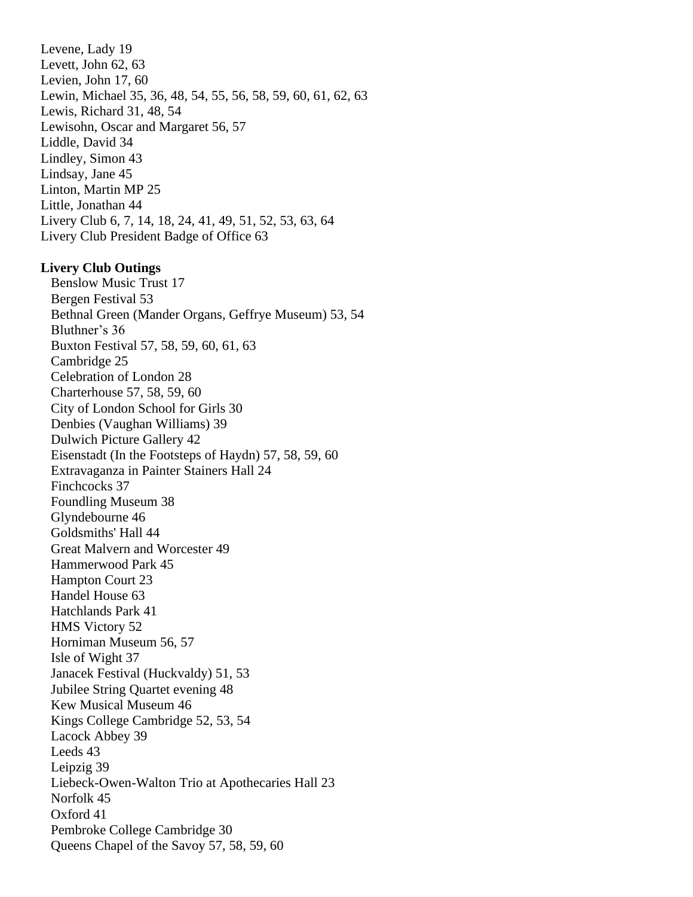Levene, Lady 19
Levett, John 62, 63
Levien, John 17, 60
Lewin, Michael 35, 36, 48, 54, 55, 56, 58, 59, 60, 61, 62, 63
Lewis, Richard 31, 48, 54
Lewisohn, Oscar and Margaret 56, 57
Liddle, David 34
Lindley, Simon 43
Lindsay, Jane 45
Linton, Martin MP 25
Little, Jonathan 44
Livery Club 6, 7, 14, 18, 24, 41, 49, 51, 52, 53, 63, 64
Livery Club President Badge of Office 63

**Livery Club Outings**

Benslow Music Trust 17
Bergen Festival 53
Bethnal Green (Mander Organs, Geffrye Museum) 53, 54
Bluthner's 36
Buxton Festival 57, 58, 59, 60, 61, 63
Cambridge 25
Celebration of London 28
Charterhouse 57, 58, 59, 60
City of London School for Girls 30
Denbies (Vaughan Williams) 39
Dulwich Picture Gallery 42
Eisenstadt (In the Footsteps of Haydn) 57, 58, 59, 60
Extravaganza in Painter Stainers Hall 24
Finchcocks 37
Foundling Museum 38
Glyndebourne 46
Goldsmiths' Hall 44
Great Malvern and Worcester 49
Hammerwood Park 45
Hampton Court 23
Handel House 63
Hatchlands Park 41
HMS Victory 52
Horniman Museum 56, 57
Isle of Wight 37
Janacek Festival (Huckvaldy) 51, 53
Jubilee String Quartet evening 48
Kew Musical Museum 46
Kings College Cambridge 52, 53, 54
Lacock Abbey 39
Leeds 43
Leipzig 39
Liebeck-Owen-Walton Trio at Apothecaries Hall 23
Norfolk 45
Oxford 41
Pembroke College Cambridge 30
Queens Chapel of the Savoy 57, 58, 59, 60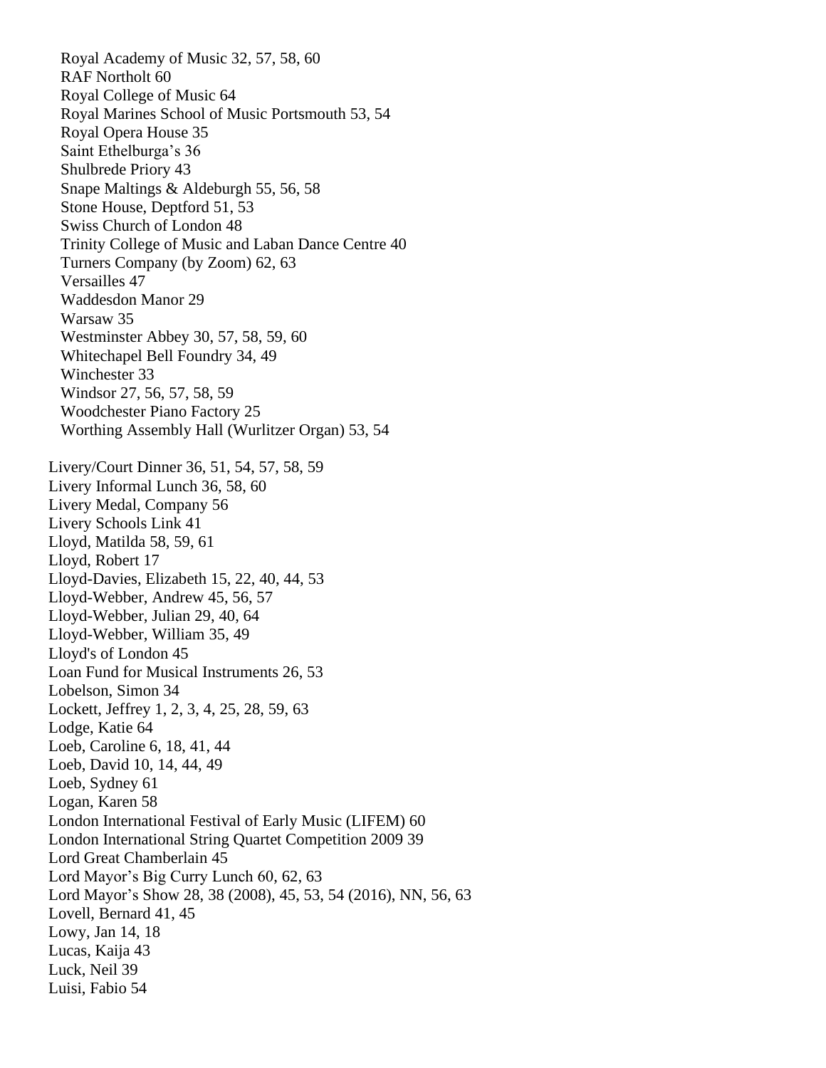Royal Academy of Music 32, 57, 58, 60
RAF Northolt 60
Royal College of Music 64
Royal Marines School of Music Portsmouth 53, 54
Royal Opera House 35
Saint Ethelburga's 36
Shulbrede Priory 43
Snape Maltings & Aldeburgh 55, 56, 58
Stone House, Deptford 51, 53
Swiss Church of London 48
Trinity College of Music and Laban Dance Centre 40
Turners Company (by Zoom) 62, 63
Versailles 47
Waddesdon Manor 29
Warsaw 35
Westminster Abbey 30, 57, 58, 59, 60
Whitechapel Bell Foundry 34, 49
Winchester 33
Windsor 27, 56, 57, 58, 59
Woodchester Piano Factory 25
Worthing Assembly Hall (Wurlitzer Organ) 53, 54

Livery/Court Dinner 36, 51, 54, 57, 58, 59
Livery Informal Lunch 36, 58, 60
Livery Medal, Company 56
Livery Schools Link 41
Lloyd, Matilda 58, 59, 61
Lloyd, Robert 17
Lloyd-Davies, Elizabeth 15, 22, 40, 44, 53
Lloyd-Webber, Andrew 45, 56, 57
Lloyd-Webber, Julian 29, 40, 64
Lloyd-Webber, William 35, 49
Lloyd's of London 45
Loan Fund for Musical Instruments 26, 53
Lobelson, Simon 34
Lockett, Jeffrey 1, 2, 3, 4, 25, 28, 59, 63
Lodge, Katie 64
Loeb, Caroline 6, 18, 41, 44
Loeb, David 10, 14, 44, 49
Loeb, Sydney 61
Logan, Karen 58
London International Festival of Early Music (LIFEM) 60
London International String Quartet Competition 2009 39
Lord Great Chamberlain 45
Lord Mayor's Big Curry Lunch 60, 62, 63
Lord Mayor's Show 28, 38 (2008), 45, 53, 54 (2016), NN, 56, 63
Lovell, Bernard 41, 45
Lowy, Jan 14, 18
Lucas, Kaija 43
Luck, Neil 39
Luisi, Fabio 54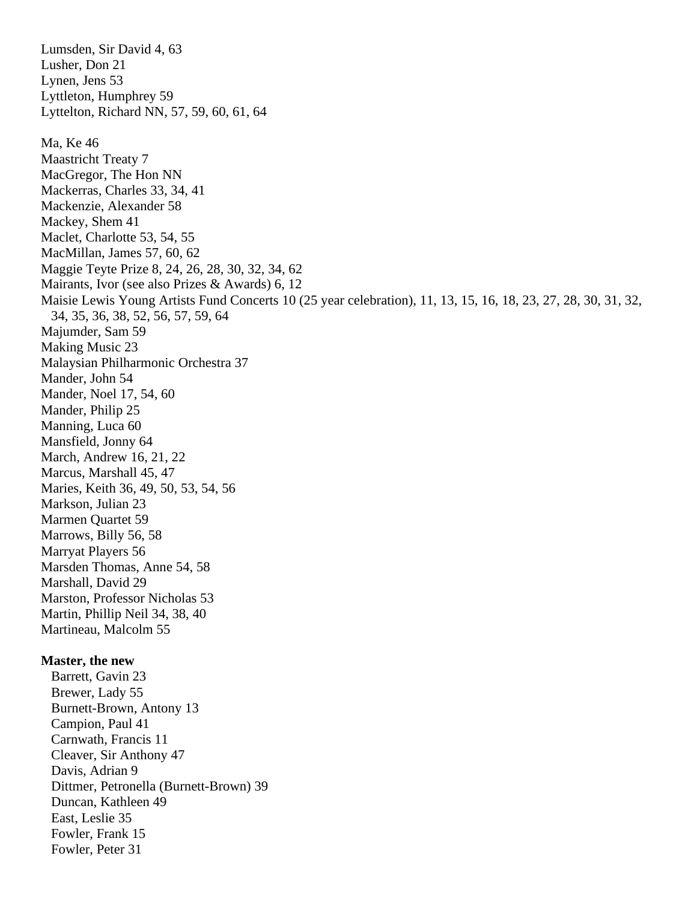Lumsden, Sir David 4, 63  
Lusher, Don 21  
Lynen, Jens 53  
Lyttleton, Humphrey 59  
Lyttelton, Richard NN, 57, 59, 60, 61, 64

Ma, Ke 46  
Maastricht Treaty 7  
MacGregor, The Hon NN  
Mackerras, Charles 33, 34, 41  
Mackenzie, Alexander 58  
Mackey, Shem 41  
Maclet, Charlotte 53, 54, 55  
MacMillan, James 57, 60, 62  
Maggie Teyte Prize 8, 24, 26, 28, 30, 32, 34, 62  
Mairants, Ivor (see also Prizes & Awards) 6, 12  
Maisie Lewis Young Artists Fund Concerts 10 (25 year celebration), 11, 13, 15, 16, 18, 23, 27, 28, 30, 31, 32, 34, 35, 36, 38, 52, 56, 57, 59, 64  
Majumder, Sam 59  
Making Music 23  
Malaysian Philharmonic Orchestra 37  
Mander, John 54  
Mander, Noel 17, 54, 60  
Mander, Philip 25  
Manning, Luca 60  
Mansfield, Jonny 64  
March, Andrew 16, 21, 22  
Marcus, Marshall 45, 47  
Maries, Keith 36, 49, 50, 53, 54, 56  
Markson, Julian 23  
Marmen Quartet 59  
Marrows, Billy 56, 58  
Marryat Players 56  
Marsden Thomas, Anne 54, 58  
Marshall, David 29  
Marston, Professor Nicholas 53  
Martin, Phillip Neil 34, 38, 40  
Martineau, Malcolm 55

**Master, the new**  
Barrett, Gavin 23  
Brewer, Lady 55  
Burnett-Brown, Antony 13  
Campion, Paul 41  
Carnwath, Francis 11  
Cleaver, Sir Anthony 47  
Davis, Adrian 9  
Dittmer, Petronella (Burnett-Brown) 39  
Duncan, Kathleen 49  
East, Leslie 35  
Fowler, Frank 15  
Fowler, Peter 31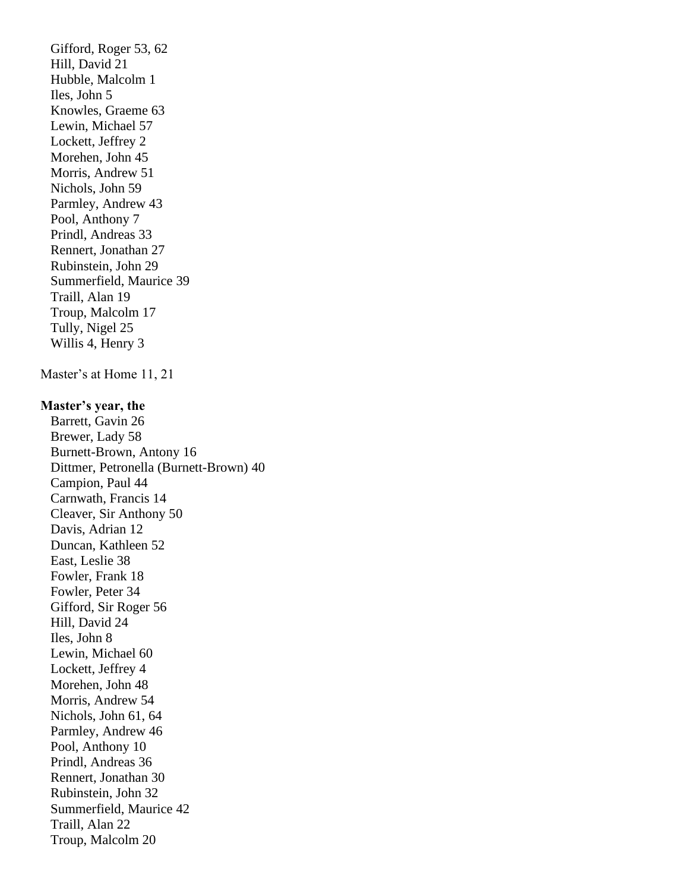Gifford, Roger 53, 62
Hill, David 21
Hubble, Malcolm 1
Iles, John 5
Knowles, Graeme 63
Lewin, Michael 57
Lockett, Jeffrey 2
Morehen, John 45
Morris, Andrew 51
Nichols, John 59
Parmley, Andrew 43
Pool, Anthony 7
Prindl, Andreas 33
Rennert, Jonathan 27
Rubinstein, John 29
Summerfield, Maurice 39
Traill, Alan 19
Troup, Malcolm 17
Tully, Nigel 25
Willis 4, Henry 3

Master's at Home 11, 21

**Master's year, the**

Barrett, Gavin 26
Brewer, Lady 58
Burnett-Brown, Antony 16
Dittmer, Petronella (Burnett-Brown) 40
Campion, Paul 44
Carnwath, Francis 14
Cleaver, Sir Anthony 50
Davis, Adrian 12
Duncan, Kathleen 52
East, Leslie 38
Fowler, Frank 18
Fowler, Peter 34
Gifford, Sir Roger 56
Hill, David 24
Iles, John 8
Lewin, Michael 60
Lockett, Jeffrey 4
Morehen, John 48
Morris, Andrew 54
Nichols, John 61, 64
Parmley, Andrew 46
Pool, Anthony 10
Prindl, Andreas 36
Rennert, Jonathan 30
Rubinstein, John 32
Summerfield, Maurice 42
Traill, Alan 22
Troup, Malcolm 20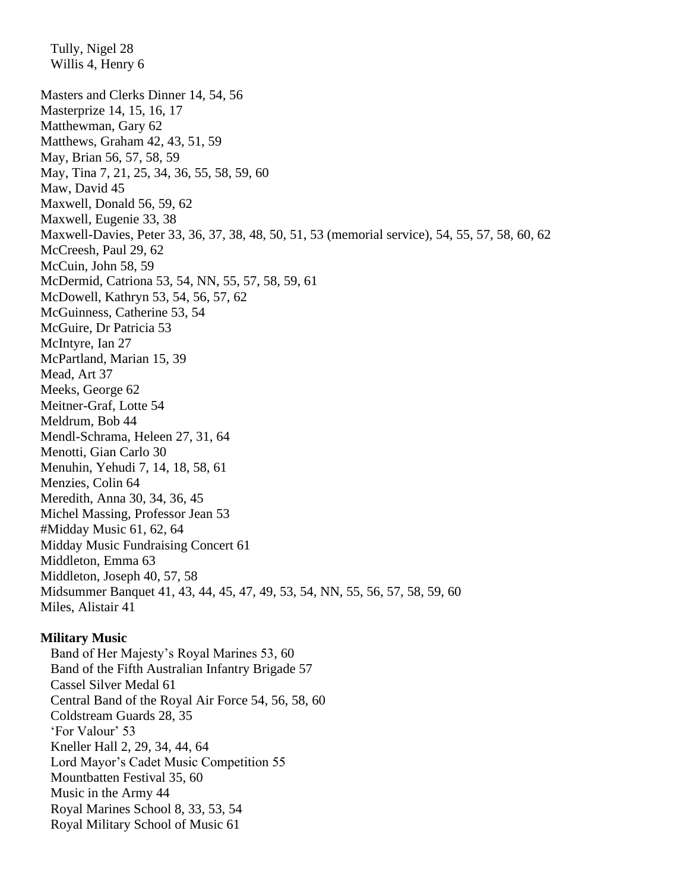Tully, Nigel 28
Willis 4, Henry 6

Masters and Clerks Dinner 14, 54, 56
Masterprize 14, 15, 16, 17
Matthewman, Gary 62
Matthews, Graham 42, 43, 51, 59
May, Brian 56, 57, 58, 59
May, Tina 7, 21, 25, 34, 36, 55, 58, 59, 60
Maw, David 45
Maxwell, Donald 56, 59, 62
Maxwell, Eugenie 33, 38
Maxwell-Davies, Peter 33, 36, 37, 38, 48, 50, 51, 53 (memorial service), 54, 55, 57, 58, 60, 62
McCreesh, Paul 29, 62
McCuin, John 58, 59
McDermid, Catriona 53, 54, NN, 55, 57, 58, 59, 61
McDowell, Kathryn 53, 54, 56, 57, 62
McGuinness, Catherine 53, 54
McGuire, Dr Patricia 53
McIntyre, Ian 27
McPartland, Marian 15, 39
Mead, Art 37
Meeks, George 62
Meitner-Graf, Lotte 54
Meldrum, Bob 44
Mendl-Schrama, Heleen 27, 31, 64
Menotti, Gian Carlo 30
Menuhin, Yehudi 7, 14, 18, 58, 61
Menzies, Colin 64
Meredith, Anna 30, 34, 36, 45
Michel Massing, Professor Jean 53
#Midday Music 61, 62, 64
Midday Music Fundraising Concert 61
Middleton, Emma 63
Middleton, Joseph 40, 57, 58
Midsummer Banquet 41, 43, 44, 45, 47, 49, 53, 54, NN, 55, 56, 57, 58, 59, 60
Miles, Alistair 41

**Military Music**
Band of Her Majesty's Royal Marines 53, 60
Band of the Fifth Australian Infantry Brigade 57
Cassel Silver Medal 61
Central Band of the Royal Air Force 54, 56, 58, 60
Coldstream Guards 28, 35
'For Valour' 53
Kneller Hall 2, 29, 34, 44, 64
Lord Mayor's Cadet Music Competition 55
Mountbatten Festival 35, 60
Music in the Army 44
Royal Marines School 8, 33, 53, 54
Royal Military School of Music 61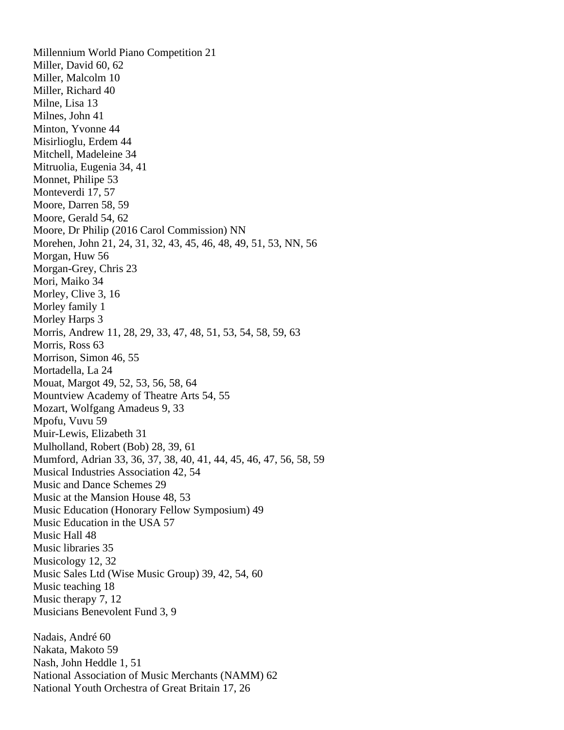Millennium World Piano Competition 21
Miller, David 60, 62
Miller, Malcolm 10
Miller, Richard 40
Milne, Lisa 13
Milnes, John 41
Minton, Yvonne 44
Misirlioglu, Erdem 44
Mitchell, Madeleine 34
Mitruolia, Eugenia 34, 41
Monnet, Philipe 53
Monteverdi 17, 57
Moore, Darren 58, 59
Moore, Gerald 54, 62
Moore, Dr Philip (2016 Carol Commission) NN
Morehen, John 21, 24, 31, 32, 43, 45, 46, 48, 49, 51, 53, NN, 56
Morgan, Huw 56
Morgan-Grey, Chris 23
Mori, Maiko 34
Morley, Clive 3, 16
Morley family 1
Morley Harps 3
Morris, Andrew 11, 28, 29, 33, 47, 48, 51, 53, 54, 58, 59, 63
Morris, Ross 63
Morrison, Simon 46, 55
Mortadella, La 24
Mouat, Margot 49, 52, 53, 56, 58, 64
Mountview Academy of Theatre Arts 54, 55
Mozart, Wolfgang Amadeus 9, 33
Mpofu, Vuvu 59
Muir-Lewis, Elizabeth 31
Mulholland, Robert (Bob) 28, 39, 61
Mumford, Adrian 33, 36, 37, 38, 40, 41, 44, 45, 46, 47, 56, 58, 59
Musical Industries Association 42, 54
Music and Dance Schemes 29
Music at the Mansion House 48, 53
Music Education (Honorary Fellow Symposium) 49
Music Education in the USA 57
Music Hall 48
Music libraries 35
Musicology 12, 32
Music Sales Ltd (Wise Music Group) 39, 42, 54, 60
Music teaching 18
Music therapy 7, 12
Musicians Benevolent Fund 3, 9

Nadais, André 60
Nakata, Makoto 59
Nash, John Heddle 1, 51
National Association of Music Merchants (NAMM) 62
National Youth Orchestra of Great Britain 17, 26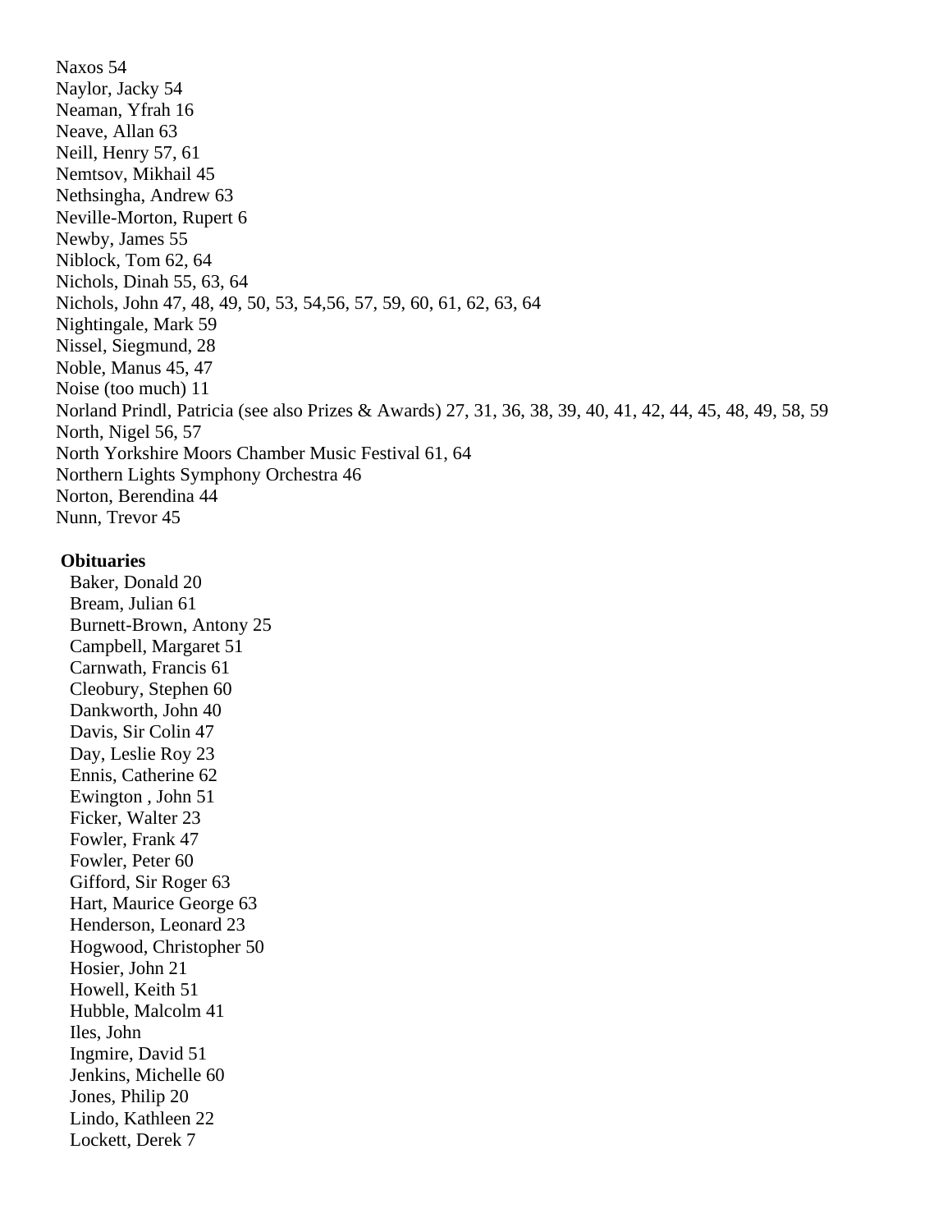Naxos 54
Naylor, Jacky 54
Neaman, Yfrah 16
Neave, Allan 63
Neill, Henry 57, 61
Nemtsov, Mikhail 45
Nethsingha, Andrew 63
Neville-Morton, Rupert 6
Newby, James 55
Niblock, Tom 62, 64
Nichols, Dinah 55, 63, 64
Nichols, John 47, 48, 49, 50, 53, 54,56, 57, 59, 60, 61, 62, 63, 64
Nightingale, Mark 59
Nissel, Siegmund, 28
Noble, Manus 45, 47
Noise (too much) 11
Norland Prindl, Patricia (see also Prizes & Awards) 27, 31, 36, 38, 39, 40, 41, 42, 44, 45, 48, 49, 58, 59
North, Nigel 56, 57
North Yorkshire Moors Chamber Music Festival 61, 64
Northern Lights Symphony Orchestra 46
Norton, Berendina 44
Nunn, Trevor 45

**Obituaries**

Baker, Donald 20
Bream, Julian 61
Burnett-Brown, Antony 25
Campbell, Margaret 51
Carnwath, Francis 61
Cleobury, Stephen 60
Dankworth, John 40
Davis, Sir Colin 47
Day, Leslie Roy 23
Ennis, Catherine 62
Ewington , John 51
Ficker, Walter 23
Fowler, Frank 47
Fowler, Peter 60
Gifford, Sir Roger 63
Hart, Maurice George 63
Henderson, Leonard 23
Hogwood, Christopher 50
Hosier, John 21
Howell, Keith 51
Hubble, Malcolm 41
Iles, John
Ingmire, David 51
Jenkins, Michelle 60
Jones, Philip 20
Lindo, Kathleen 22
Lockett, Derek 7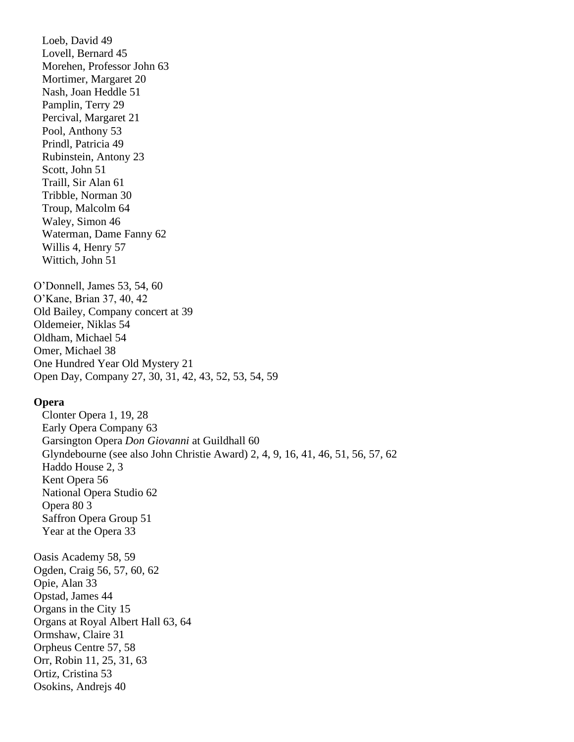Loeb, David 49
Lovell, Bernard 45
Morehen, Professor John 63
Mortimer, Margaret 20
Nash, Joan Heddle 51
Pamplin, Terry 29
Percival, Margaret 21
Pool, Anthony 53
Prindl, Patricia 49
Rubinstein, Antony 23
Scott, John 51
Traill, Sir Alan 61
Tribble, Norman 30
Troup, Malcolm 64
Waley, Simon 46
Waterman, Dame Fanny 62
Willis 4, Henry 57
Wittich, John 51

O'Donnell, James 53, 54, 60
O'Kane, Brian 37, 40, 42
Old Bailey, Company concert at 39
Oldemeier, Niklas 54
Oldham, Michael 54
Omer, Michael 38
One Hundred Year Old Mystery 21
Open Day, Company 27, 30, 31, 42, 43, 52, 53, 54, 59

**Opera**

Clonter Opera 1, 19, 28
Early Opera Company 63
Garsington Opera *Don Giovanni* at Guildhall 60
Glyndebourne (see also John Christie Award) 2, 4, 9, 16, 41, 46, 51, 56, 57, 62
Haddo House 2, 3
Kent Opera 56
National Opera Studio 62
Opera 80 3
Saffron Opera Group 51
Year at the Opera 33

Oasis Academy 58, 59
Ogden, Craig 56, 57, 60, 62
Opie, Alan 33
Opstad, James 44
Organs in the City 15
Organs at Royal Albert Hall 63, 64
Ormshaw, Claire 31
Orpheus Centre 57, 58
Orr, Robin 11, 25, 31, 63
Ortiz, Cristina 53
Osokins, Andrejs 40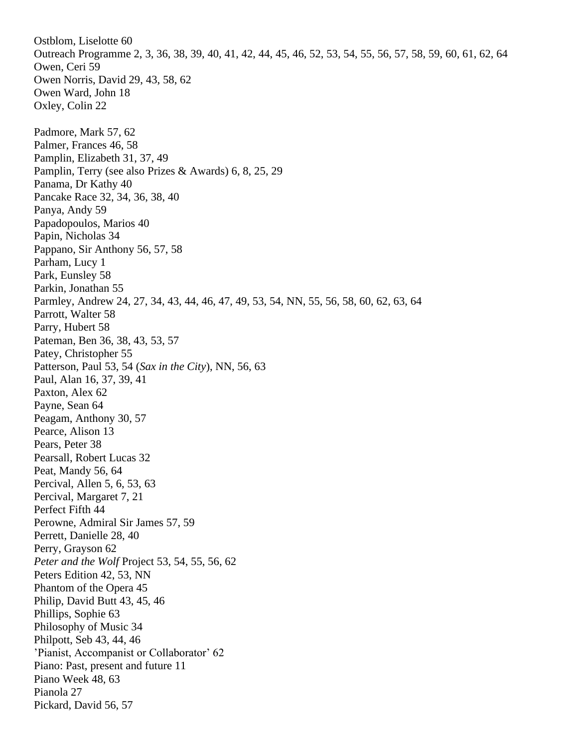Ostblom, Liselotte 60
Outreach Programme 2, 3, 36, 38, 39, 40, 41, 42, 44, 45, 46, 52, 53, 54, 55, 56, 57, 58, 59, 60, 61, 62, 64
Owen, Ceri 59
Owen Norris, David 29, 43, 58, 62
Owen Ward, John 18
Oxley, Colin 22

Padmore, Mark 57, 62
Palmer, Frances 46, 58
Pamplin, Elizabeth 31, 37, 49
Pamplin, Terry (see also Prizes & Awards) 6, 8, 25, 29
Panama, Dr Kathy 40
Pancake Race 32, 34, 36, 38, 40
Panya, Andy 59
Papadopoulos, Marios 40
Papin, Nicholas 34
Pappano, Sir Anthony 56, 57, 58
Parham, Lucy 1
Park, Eunsley 58
Parkin, Jonathan 55
Parmley, Andrew 24, 27, 34, 43, 44, 46, 47, 49, 53, 54, NN, 55, 56, 58, 60, 62, 63, 64
Parrott, Walter 58
Parry, Hubert 58
Pateman, Ben 36, 38, 43, 53, 57
Patey, Christopher 55
Patterson, Paul 53, 54 (*Sax in the City*), NN, 56, 63
Paul, Alan 16, 37, 39, 41
Paxton, Alex 62
Payne, Sean 64
Peagam, Anthony 30, 57
Pearce, Alison 13
Pears, Peter 38
Pearsall, Robert Lucas 32
Peat, Mandy 56, 64
Percival, Allen 5, 6, 53, 63
Percival, Margaret 7, 21
Perfect Fifth 44
Perowne, Admiral Sir James 57, 59
Perrett, Danielle 28, 40
Perry, Grayson 62
*Peter and the Wolf* Project 53, 54, 55, 56, 62
Peters Edition 42, 53, NN
Phantom of the Opera 45
Philip, David Butt 43, 45, 46
Phillips, Sophie 63
Philosophy of Music 34
Philpott, Seb 43, 44, 46
'Pianist, Accompanist or Collaborator' 62
Piano: Past, present and future 11
Piano Week 48, 63
Pianola 27
Pickard, David 56, 57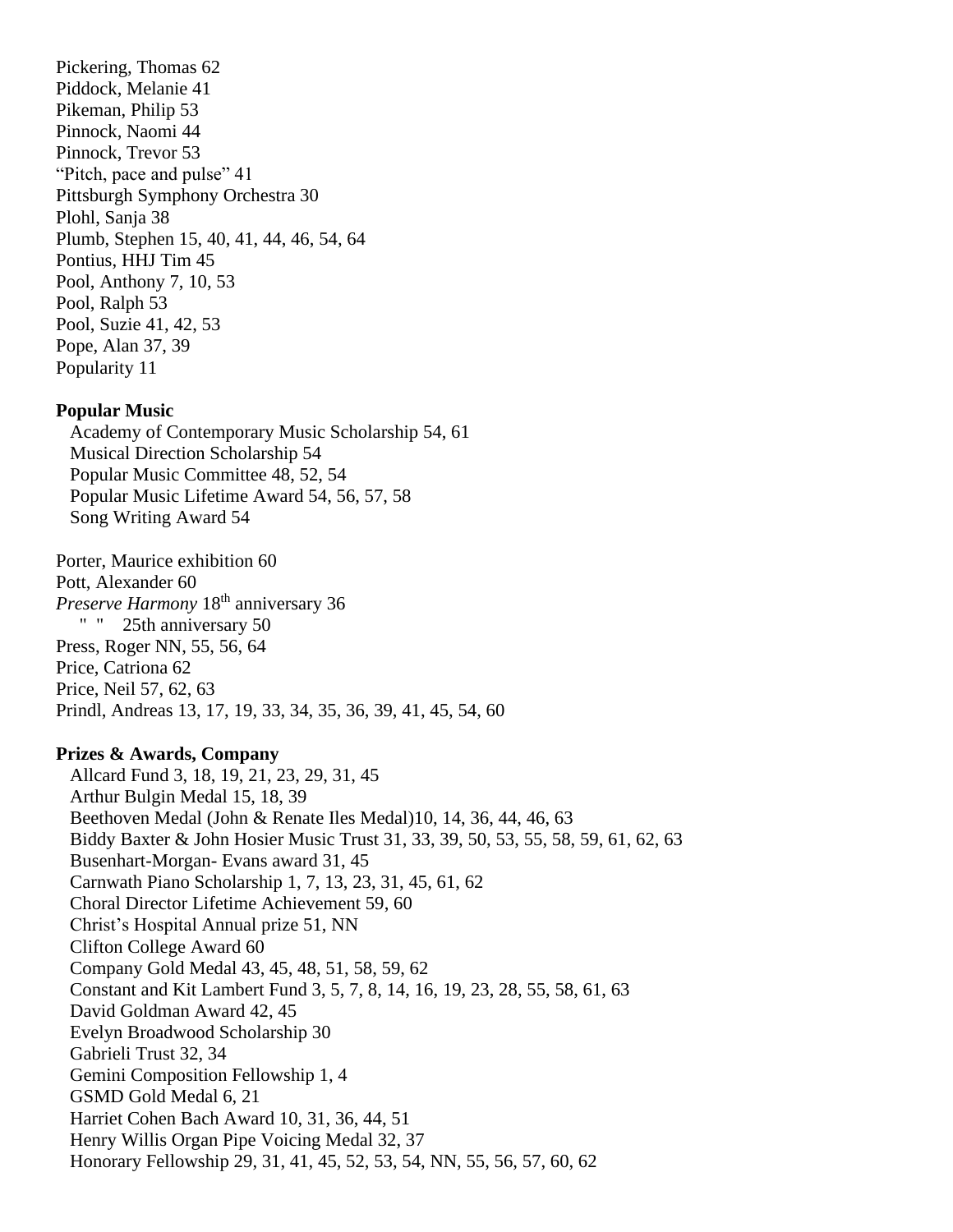Pickering, Thomas 62
Piddock, Melanie 41
Pikeman, Philip 53
Pinnock, Naomi 44
Pinnock, Trevor 53
"Pitch, pace and pulse" 41
Pittsburgh Symphony Orchestra 30
Plohl, Sanja 38
Plumb, Stephen 15, 40, 41, 44, 46, 54, 64
Pontius, HHJ Tim 45
Pool, Anthony 7, 10, 53
Pool, Ralph 53
Pool, Suzie 41, 42, 53
Pope, Alan 37, 39
Popularity 11

**Popular Music**

Academy of Contemporary Music Scholarship 54, 61
Musical Direction Scholarship 54
Popular Music Committee 48, 52, 54
Popular Music Lifetime Award 54, 56, 57, 58
Song Writing Award 54

Porter, Maurice exhibition 60
Pott, Alexander 60
*Preserve Harmony* 18th anniversary 36
" " 25th anniversary 50
Press, Roger NN, 55, 56, 64
Price, Catriona 62
Price, Neil 57, 62, 63
Prindl, Andreas 13, 17, 19, 33, 34, 35, 36, 39, 41, 45, 54, 60

**Prizes & Awards, Company**

Allcard Fund 3, 18, 19, 21, 23, 29, 31, 45
Arthur Bulgin Medal 15, 18, 39
Beethoven Medal (John & Renate Iles Medal)10, 14, 36, 44, 46, 63
Biddy Baxter & John Hosier Music Trust 31, 33, 39, 50, 53, 55, 58, 59, 61, 62, 63
Busenhart-Morgan- Evans award 31, 45
Carnwath Piano Scholarship 1, 7, 13, 23, 31, 45, 61, 62
Choral Director Lifetime Achievement 59, 60
Christ's Hospital Annual prize 51, NN
Clifton College Award 60
Company Gold Medal 43, 45, 48, 51, 58, 59, 62
Constant and Kit Lambert Fund 3, 5, 7, 8, 14, 16, 19, 23, 28, 55, 58, 61, 63
David Goldman Award 42, 45
Evelyn Broadwood Scholarship 30
Gabrieli Trust 32, 34
Gemini Composition Fellowship 1, 4
GSMD Gold Medal 6, 21
Harriet Cohen Bach Award 10, 31, 36, 44, 51
Henry Willis Organ Pipe Voicing Medal 32, 37
Honorary Fellowship 29, 31, 41, 45, 52, 53, 54, NN, 55, 56, 57, 60, 62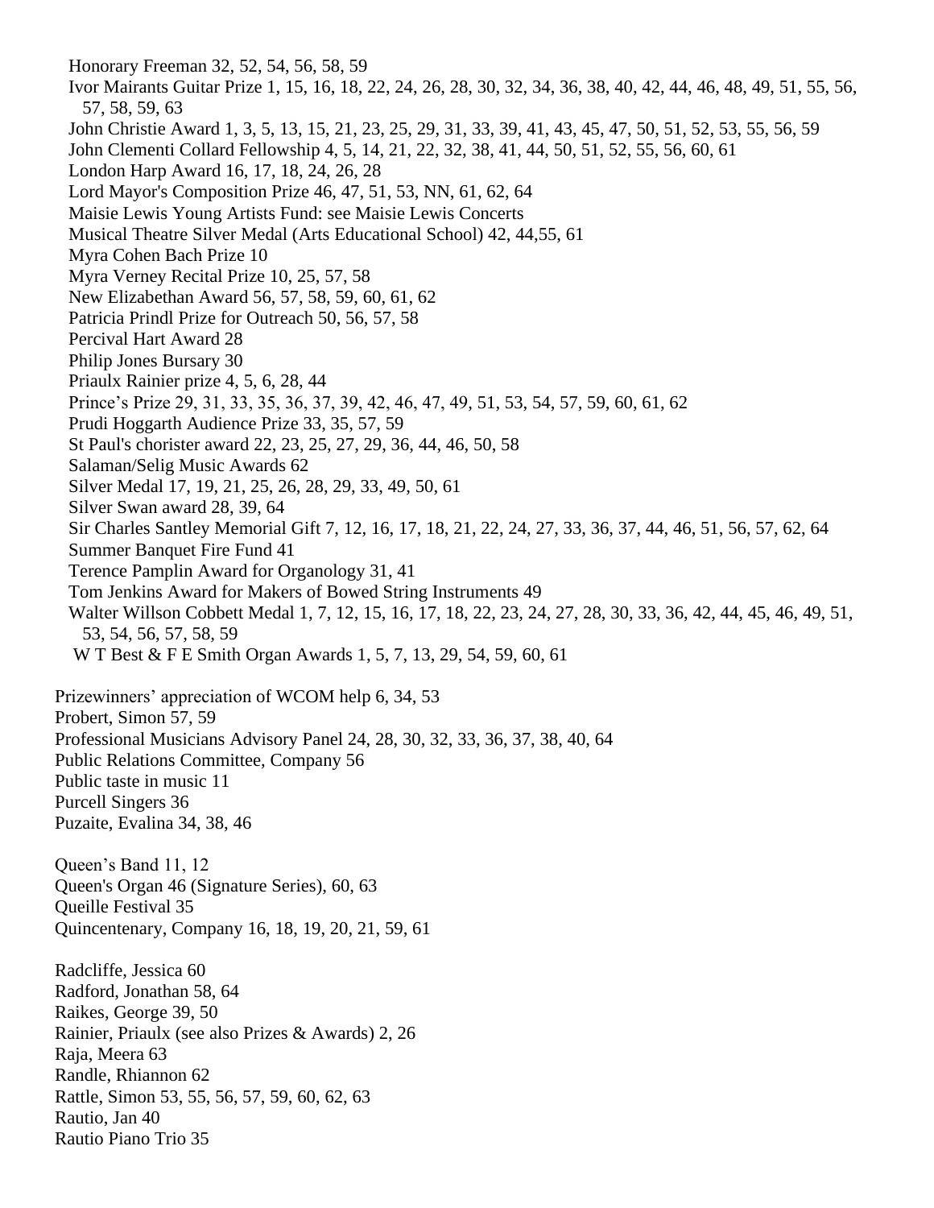Honorary Freeman 32, 52, 54, 56, 58, 59
Ivor Mairants Guitar Prize 1, 15, 16, 18, 22, 24, 26, 28, 30, 32, 34, 36, 38, 40, 42, 44, 46, 48, 49, 51, 55, 56, 57, 58, 59, 63
John Christie Award 1, 3, 5, 13, 15, 21, 23, 25, 29, 31, 33, 39, 41, 43, 45, 47, 50, 51, 52, 53, 55, 56, 59
John Clementi Collard Fellowship 4, 5, 14, 21, 22, 32, 38, 41, 44, 50, 51, 52, 55, 56, 60, 61
London Harp Award 16, 17, 18, 24, 26, 28
Lord Mayor's Composition Prize 46, 47, 51, 53, NN, 61, 62, 64
Maisie Lewis Young Artists Fund: see Maisie Lewis Concerts
Musical Theatre Silver Medal (Arts Educational School) 42, 44,55, 61
Myra Cohen Bach Prize 10
Myra Verney Recital Prize 10, 25, 57, 58
New Elizabethan Award 56, 57, 58, 59, 60, 61, 62
Patricia Prindl Prize for Outreach 50, 56, 57, 58
Percival Hart Award 28
Philip Jones Bursary 30
Priaulx Rainier prize 4, 5, 6, 28, 44
Prince's Prize 29, 31, 33, 35, 36, 37, 39, 42, 46, 47, 49, 51, 53, 54, 57, 59, 60, 61, 62
Prudi Hoggarth Audience Prize 33, 35, 57, 59
St Paul's chorister award 22, 23, 25, 27, 29, 36, 44, 46, 50, 58
Salaman/Selig Music Awards 62
Silver Medal 17, 19, 21, 25, 26, 28, 29, 33, 49, 50, 61
Silver Swan award 28, 39, 64
Sir Charles Santley Memorial Gift 7, 12, 16, 17, 18, 21, 22, 24, 27, 33, 36, 37, 44, 46, 51, 56, 57, 62, 64
Summer Banquet Fire Fund 41
Terence Pamplin Award for Organology 31, 41
Tom Jenkins Award for Makers of Bowed String Instruments 49
Walter Willson Cobbett Medal 1, 7, 12, 15, 16, 17, 18, 22, 23, 24, 27, 28, 30, 33, 36, 42, 44, 45, 46, 49, 51, 53, 54, 56, 57, 58, 59
W T Best & F E Smith Organ Awards 1, 5, 7, 13, 29, 54, 59, 60, 61

Prizewinners' appreciation of WCOM help 6, 34, 53
Probert, Simon 57, 59
Professional Musicians Advisory Panel 24, 28, 30, 32, 33, 36, 37, 38, 40, 64
Public Relations Committee, Company 56
Public taste in music 11
Purcell Singers 36
Puzaite, Evalina 34, 38, 46

Queen's Band 11, 12
Queen's Organ 46 (Signature Series), 60, 63
Queille Festival 35
Quincentenary, Company 16, 18, 19, 20, 21, 59, 61

Radcliffe, Jessica 60
Radford, Jonathan 58, 64
Raikes, George 39, 50
Rainier, Priaulx (see also Prizes & Awards) 2, 26
Raja, Meera 63
Randle, Rhiannon 62
Rattle, Simon 53, 55, 56, 57, 59, 60, 62, 63
Rautio, Jan 40
Rautio Piano Trio 35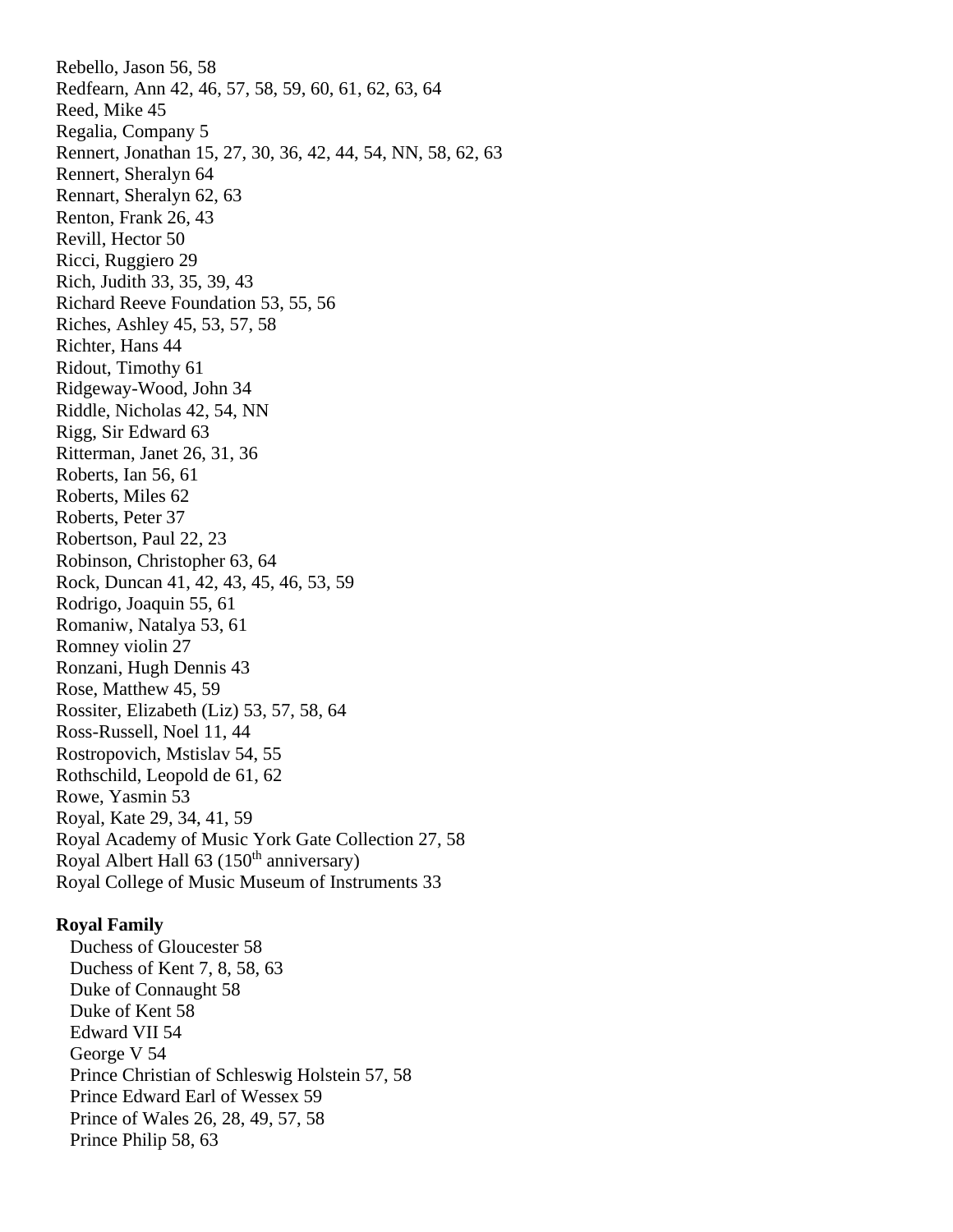Rebello, Jason 56, 58
Redfearn, Ann 42, 46, 57, 58, 59, 60, 61, 62, 63, 64
Reed, Mike 45
Regalia, Company 5
Rennert, Jonathan 15, 27, 30, 36, 42, 44, 54, NN, 58, 62, 63
Rennert, Sheralyn 64
Rennart, Sheralyn 62, 63
Renton, Frank 26, 43
Revill, Hector 50
Ricci, Ruggiero 29
Rich, Judith 33, 35, 39, 43
Richard Reeve Foundation 53, 55, 56
Riches, Ashley 45, 53, 57, 58
Richter, Hans 44
Ridout, Timothy 61
Ridgeway-Wood, John 34
Riddle, Nicholas 42, 54, NN
Rigg, Sir Edward 63
Ritterman, Janet 26, 31, 36
Roberts, Ian 56, 61
Roberts, Miles 62
Roberts, Peter 37
Robertson, Paul 22, 23
Robinson, Christopher 63, 64
Rock, Duncan 41, 42, 43, 45, 46, 53, 59
Rodrigo, Joaquin 55, 61
Romaniw, Natalya 53, 61
Romney violin 27
Ronzani, Hugh Dennis 43
Rose, Matthew 45, 59
Rossiter, Elizabeth (Liz) 53, 57, 58, 64
Ross-Russell, Noel 11, 44
Rostropovich, Mstislav 54, 55
Rothschild, Leopold de 61, 62
Rowe, Yasmin 53
Royal, Kate 29, 34, 41, 59
Royal Academy of Music York Gate Collection 27, 58
Royal Albert Hall 63 (150th anniversary)
Royal College of Music Museum of Instruments 33

**Royal Family**

Duchess of Gloucester 58
Duchess of Kent 7, 8, 58, 63
Duke of Connaught 58
Duke of Kent 58
Edward VII 54
George V 54
Prince Christian of Schleswig Holstein 57, 58
Prince Edward Earl of Wessex 59
Prince of Wales 26, 28, 49, 57, 58
Prince Philip 58, 63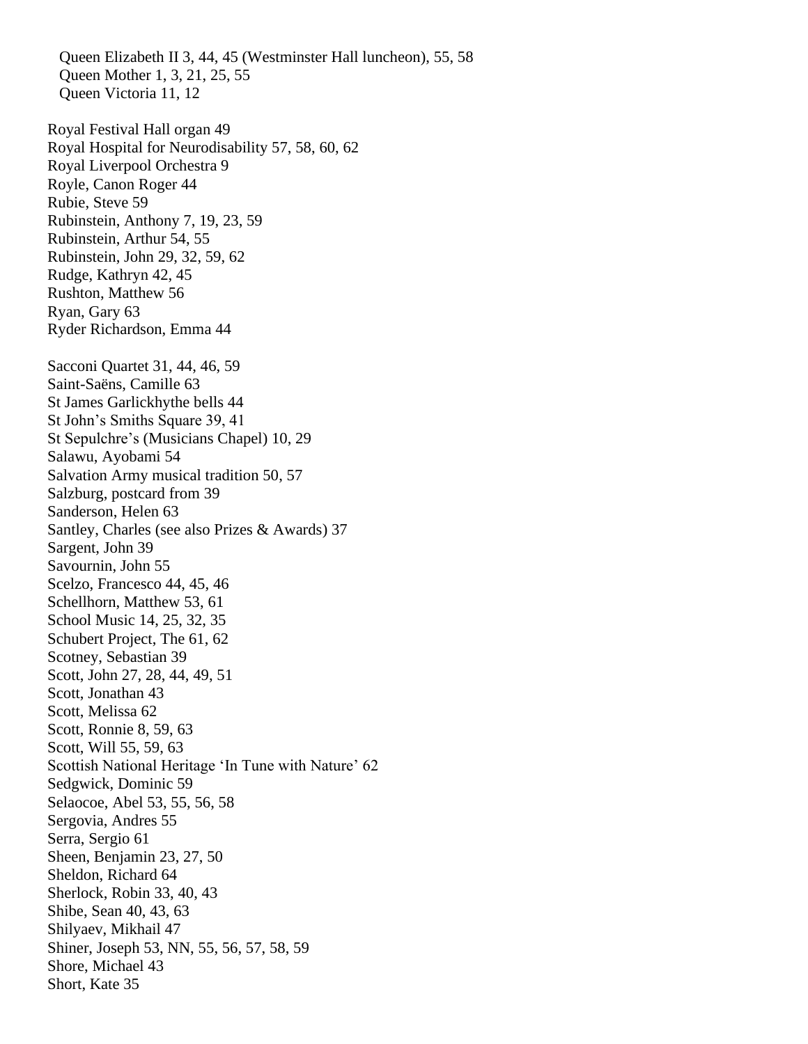Queen Elizabeth II 3, 44, 45 (Westminster Hall luncheon), 55, 58
  Queen Mother 1, 3, 21, 25, 55
  Queen Victoria 11, 12

Royal Festival Hall organ 49
Royal Hospital for Neurodisability 57, 58, 60, 62
Royal Liverpool Orchestra 9
Royle, Canon Roger 44
Rubie, Steve 59
Rubinstein, Anthony 7, 19, 23, 59
Rubinstein, Arthur 54, 55
Rubinstein, John 29, 32, 59, 62
Rudge, Kathryn 42, 45
Rushton, Matthew 56
Ryan, Gary 63
Ryder Richardson, Emma 44

Sacconi Quartet 31, 44, 46, 59
Saint-Saëns, Camille 63
St James Garlickhythe bells 44
St John's Smiths Square 39, 41
St Sepulchre's (Musicians Chapel) 10, 29
Salawu, Ayobami 54
Salvation Army musical tradition 50, 57
Salzburg, postcard from 39
Sanderson, Helen 63
Santley, Charles (see also Prizes & Awards) 37
Sargent, John 39
Savournin, John 55
Scelzo, Francesco 44, 45, 46
Schellhorn, Matthew 53, 61
School Music 14, 25, 32, 35
Schubert Project, The 61, 62
Scotney, Sebastian 39
Scott, John 27, 28, 44, 49, 51
Scott, Jonathan 43
Scott, Melissa 62
Scott, Ronnie 8, 59, 63
Scott, Will 55, 59, 63
Scottish National Heritage 'In Tune with Nature' 62
Sedgwick, Dominic 59
Selaocoe, Abel 53, 55, 56, 58
Sergovia, Andres 55
Serra, Sergio 61
Sheen, Benjamin 23, 27, 50
Sheldon, Richard 64
Sherlock, Robin 33, 40, 43
Shibe, Sean 40, 43, 63
Shilyaev, Mikhail 47
Shiner, Joseph 53, NN, 55, 56, 57, 58, 59
Shore, Michael 43
Short, Kate 35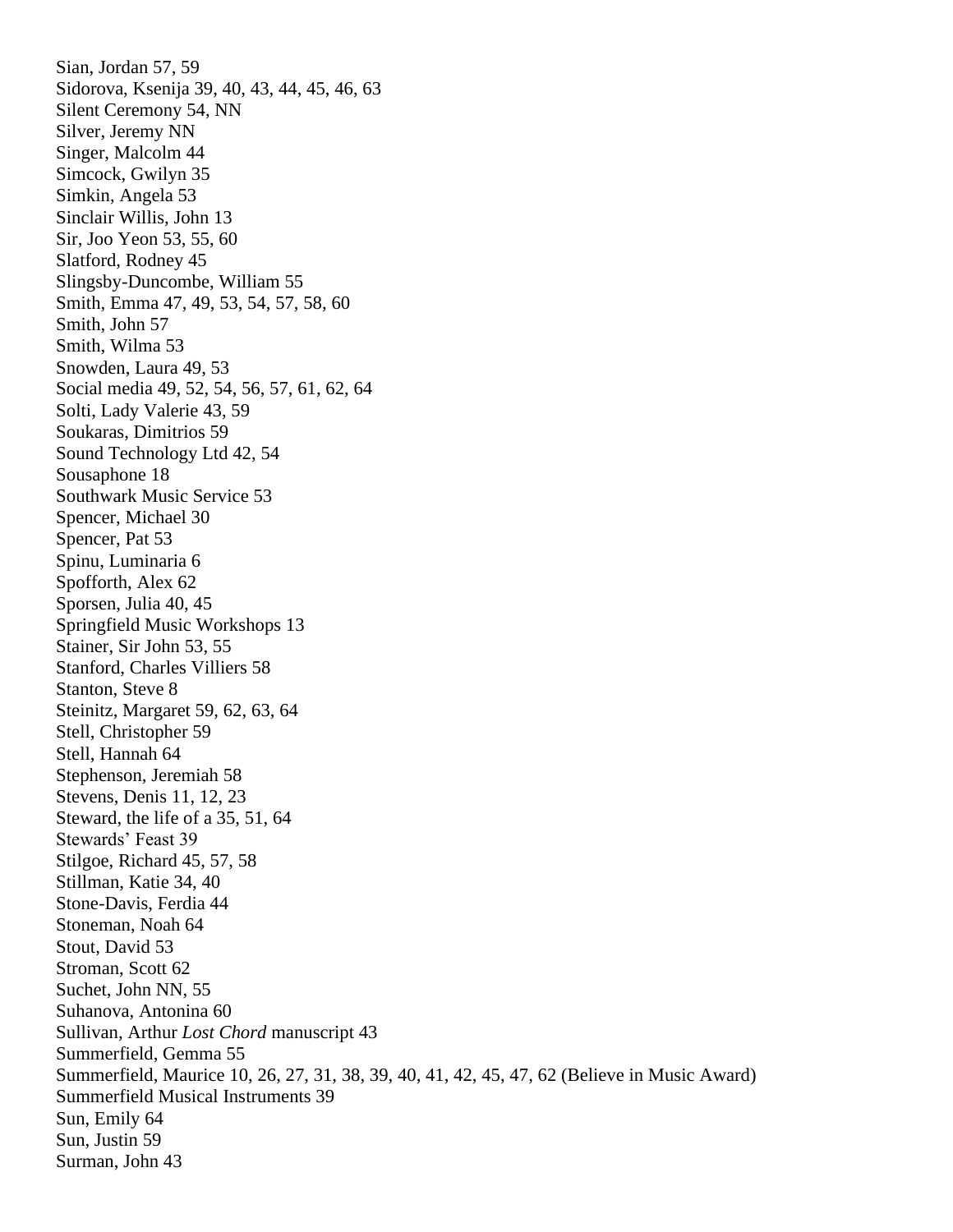Sian, Jordan 57, 59
Sidorova, Ksenija 39, 40, 43, 44, 45, 46, 63
Silent Ceremony 54, NN
Silver, Jeremy NN
Singer, Malcolm 44
Simcock, Gwilyn 35
Simkin, Angela 53
Sinclair Willis, John 13
Sir, Joo Yeon 53, 55, 60
Slatford, Rodney 45
Slingsby-Duncombe, William 55
Smith, Emma 47, 49, 53, 54, 57, 58, 60
Smith, John 57
Smith, Wilma 53
Snowden, Laura 49, 53
Social media 49, 52, 54, 56, 57, 61, 62, 64
Solti, Lady Valerie 43, 59
Soukaras, Dimitrios 59
Sound Technology Ltd 42, 54
Sousaphone 18
Southwark Music Service 53
Spencer, Michael 30
Spencer, Pat 53
Spinu, Luminaria 6
Spofforth, Alex 62
Sporsen, Julia 40, 45
Sporingfield Music Workshops 13
Stainer, Sir John 53, 55
Stanford, Charles Villiers 58
Stanton, Steve 8
Steinitz, Margaret 59, 62, 63, 64
Stell, Christopher 59
Stell, Hannah 64
Stephenson, Jeremiah 58
Stevens, Denis 11, 12, 23
Steward, the life of a 35, 51, 64
Stewards' Feast 39
Stilgoe, Richard 45, 57, 58
Stillman, Katie 34, 40
Stone-Davis, Ferdia 44
Stoneman, Noah 64
Stout, David 53
Stroman, Scott 62
Suchet, John NN, 55
Suhanova, Antonina 60
Sullivan, Arthur *Lost Chord* manuscript 43
Summerfield, Gemma 55
Summerfield, Maurice 10, 26, 27, 31, 38, 39, 40, 41, 42, 45, 47, 62 (Believe in Music Award)
Summerfield Musical Instruments 39
Sun, Emily 64
Sun, Justin 59
Surman, John 43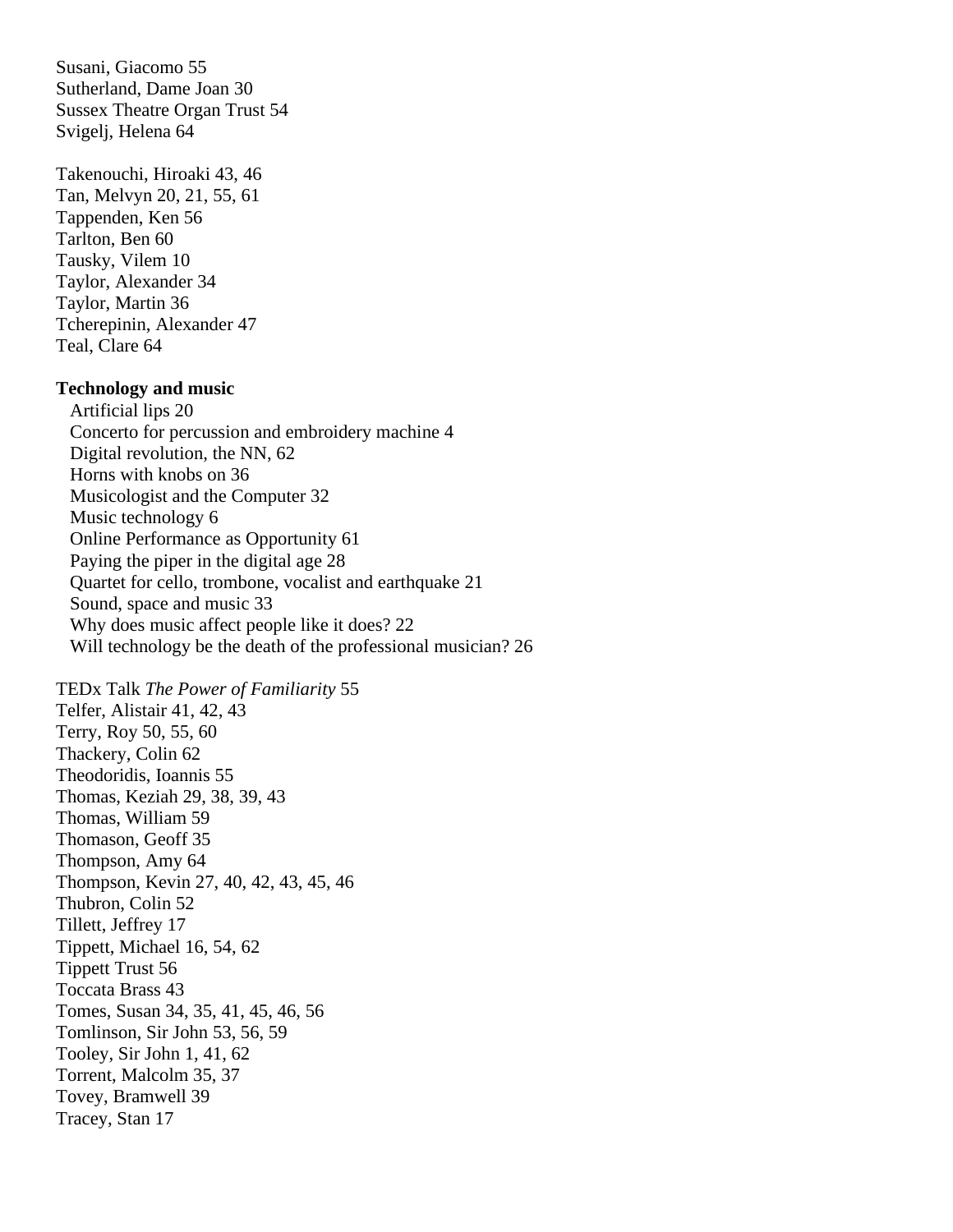Susani, Giacomo 55
Sutherland, Dame Joan 30
Sussex Theatre Organ Trust 54
Svigelj, Helena 64

Takenouchi, Hiroaki 43, 46
Tan, Melvyn 20, 21, 55, 61
Tappenden, Ken 56
Tarlton, Ben 60
Tausky, Vilem 10
Taylor, Alexander 34
Taylor, Martin 36
Tcherepinin, Alexander 47
Teal, Clare 64

**Technology and music**

Artificial lips 20
Concerto for percussion and embroidery machine 4
Digital revolution, the NN, 62
Horns with knobs on 36
Musicologist and the Computer 32
Music technology 6
Online Performance as Opportunity 61
Paying the piper in the digital age 28
Quartet for cello, trombone, vocalist and earthquake 21
Sound, space and music 33
Why does music affect people like it does? 22
Will technology be the death of the professional musician? 26

TEDx Talk *The Power of Familiarity* 55
Telfer, Alistair 41, 42, 43
Terry, Roy 50, 55, 60
Thackery, Colin 62
Theodoridis, Ioannis 55
Thomas, Keziah 29, 38, 39, 43
Thomas, William 59
Thomason, Geoff 35
Thompson, Amy 64
Thompson, Kevin 27, 40, 42, 43, 45, 46
Thubron, Colin 52
Tillett, Jeffrey 17
Tippett, Michael 16, 54, 62
Tippett Trust 56
Toccata Brass 43
Tomes, Susan 34, 35, 41, 45, 46, 56
Tomlinson, Sir John 53, 56, 59
Tooley, Sir John 1, 41, 62
Torrent, Malcolm 35, 37
Tovey, Bramwell 39
Tracey, Stan 17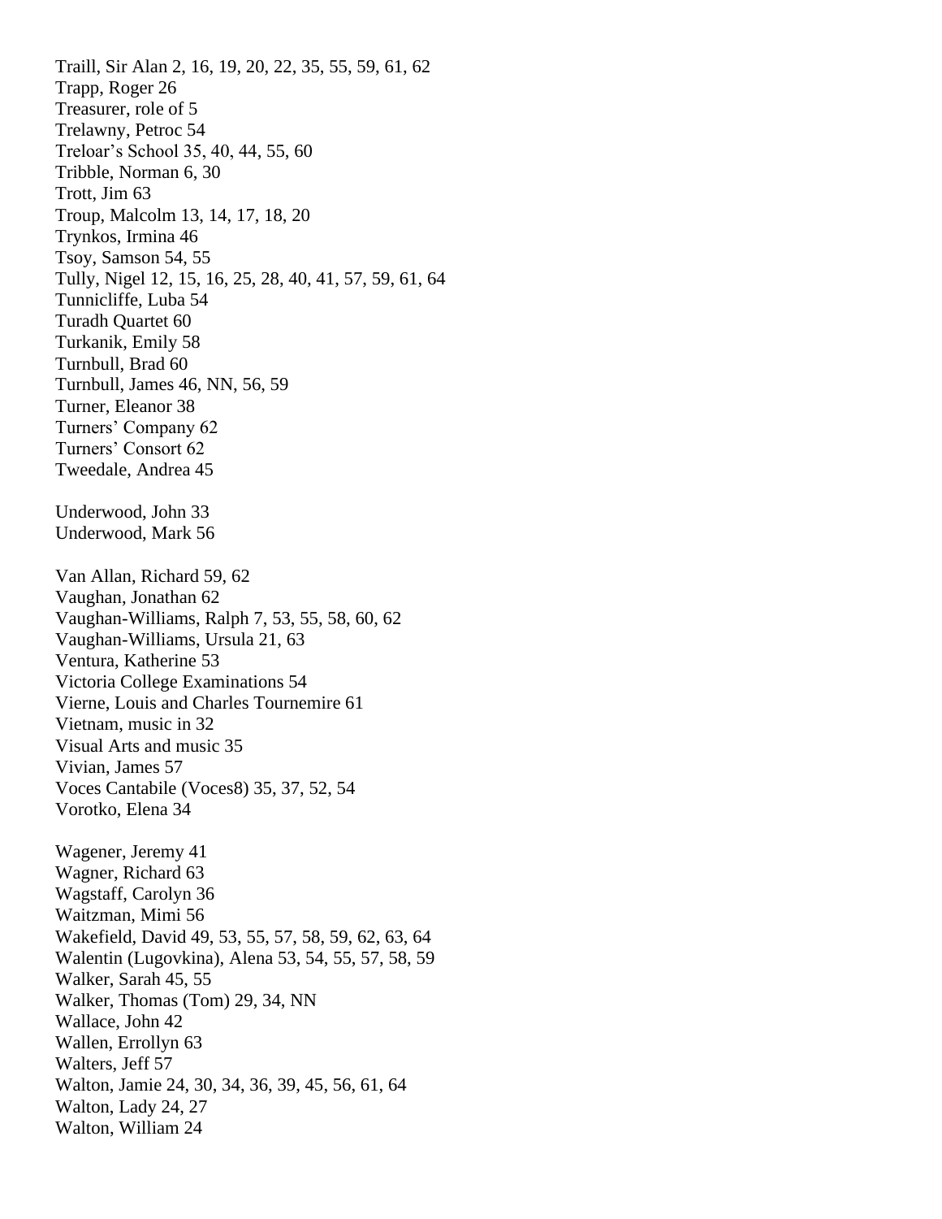Traill, Sir Alan 2, 16, 19, 20, 22, 35, 55, 59, 61, 62
Trapp, Roger 26
Treasurer, role of 5
Trelawny, Petroc 54
Treloar's School 35, 40, 44, 55, 60
Tribble, Norman 6, 30
Trott, Jim 63
Troup, Malcolm 13, 14, 17, 18, 20
Trynkos, Irmina 46
Tsoy, Samson 54, 55
Tully, Nigel 12, 15, 16, 25, 28, 40, 41, 57, 59, 61, 64
Tunnicliffe, Luba 54
Turadh Quartet 60
Turkanik, Emily 58
Turnbull, Brad 60
Turnbull, James 46, NN, 56, 59
Turner, Eleanor 38
Turners' Company 62
Turners' Consort 62
Tweedale, Andrea 45

Underwood, John 33
Underwood, Mark 56

Van Allan, Richard 59, 62
Vaughan, Jonathan 62
Vaughan-Williams, Ralph 7, 53, 55, 58, 60, 62
Vaughan-Williams, Ursula 21, 63
Ventura, Katherine 53
Victoria College Examinations 54
Vierne, Louis and Charles Tournemire 61
Vietnam, music in 32
Visual Arts and music 35
Vivian, James 57
Voces Cantabile (Voces8) 35, 37, 52, 54
Vorotko, Elena 34

Wagener, Jeremy 41
Wagner, Richard 63
Wagstaff, Carolyn 36
Waitzman, Mimi 56
Wakefield, David 49, 53, 55, 57, 58, 59, 62, 63, 64
Walentin (Lugovkina), Alena 53, 54, 55, 57, 58, 59
Walker, Sarah 45, 55
Walker, Thomas (Tom) 29, 34, NN
Wallace, John 42
Wallen, Errollyn 63
Walters, Jeff 57
Walton, Jamie 24, 30, 34, 36, 39, 45, 56, 61, 64
Walton, Lady 24, 27
Walton, William 24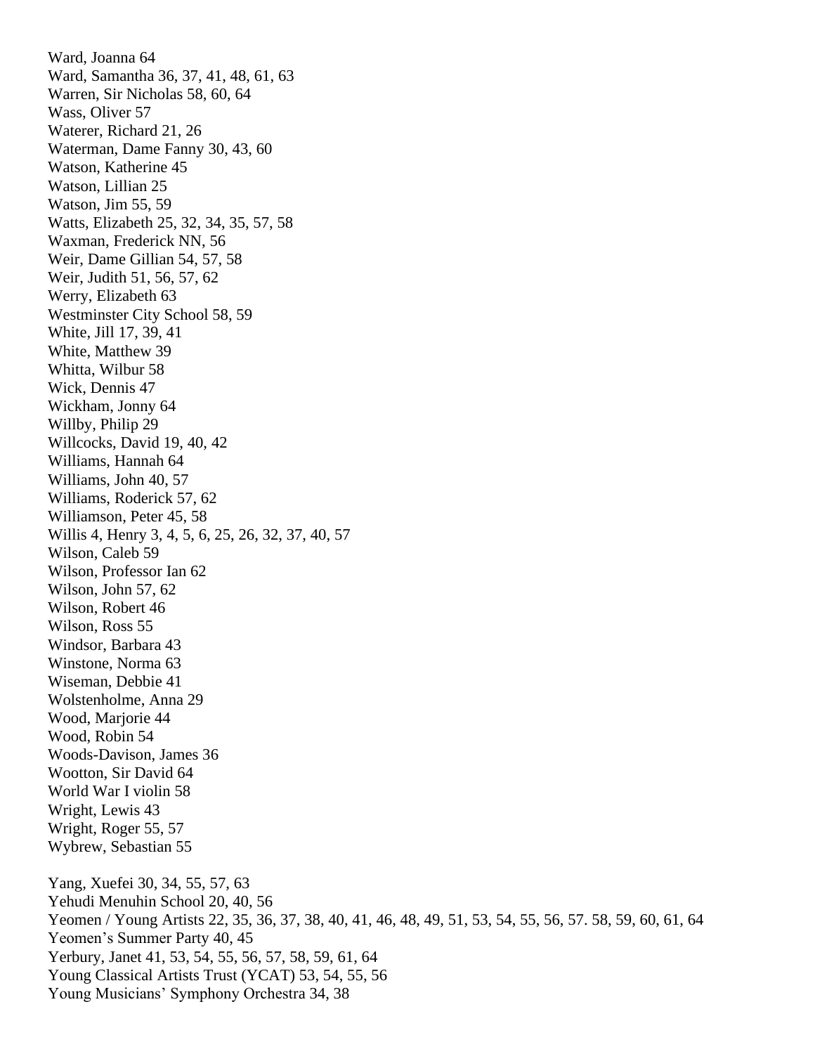Ward, Joanna 64
Ward, Samantha 36, 37, 41, 48, 61, 63
Warren, Sir Nicholas 58, 60, 64
Wass, Oliver 57
Waterer, Richard 21, 26
Waterman, Dame Fanny 30, 43, 60
Watson, Katherine 45
Watson, Lillian 25
Watson, Jim 55, 59
Watts, Elizabeth 25, 32, 34, 35, 57, 58
Waxman, Frederick NN, 56
Weir, Dame Gillian 54, 57, 58
Weir, Judith 51, 56, 57, 62
Werry, Elizabeth 63
Westminster City School 58, 59
White, Jill 17, 39, 41
White, Matthew 39
Whitta, Wilbur 58
Wick, Dennis 47
Wickham, Jonny 64
Willby, Philip 29
Willcocks, David 19, 40, 42
Williams, Hannah 64
Williams, John 40, 57
Williams, Roderick 57, 62
Williamson, Peter 45, 58
Willis 4, Henry 3, 4, 5, 6, 25, 26, 32, 37, 40, 57
Wilson, Caleb 59
Wilson, Professor Ian 62
Wilson, John 57, 62
Wilson, Robert 46
Wilson, Ross 55
Windsor, Barbara 43
Winstone, Norma 63
Wiseman, Debbie 41
Wolstenholme, Anna 29
Wood, Marjorie 44
Wood, Robin 54
Woods-Davison, James 36
Wootton, Sir David 64
World War I violin 58
Wright, Lewis 43
Wright, Roger 55, 57
Wybrew, Sebastian 55

Yang, Xuefei 30, 34, 55, 57, 63
Yehudi Menuhin School 20, 40, 56
Yeomen / Young Artists 22, 35, 36, 37, 38, 40, 41, 46, 48, 49, 51, 53, 54, 55, 56, 57. 58, 59, 60, 61, 64
Yeomen's Summer Party 40, 45
Yerbury, Janet 41, 53, 54, 55, 56, 57, 58, 59, 61, 64
Young Classical Artists Trust (YCAT) 53, 54, 55, 56
Young Musicians' Symphony Orchestra 34, 38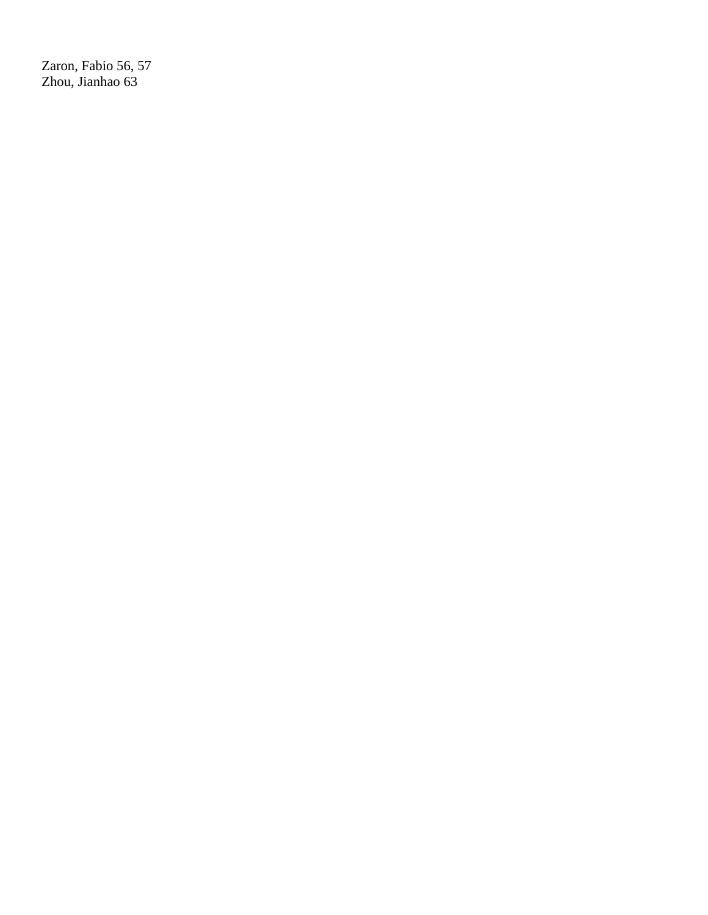Zaron, Fabio 56, 57
Zhou, Jianhao 63